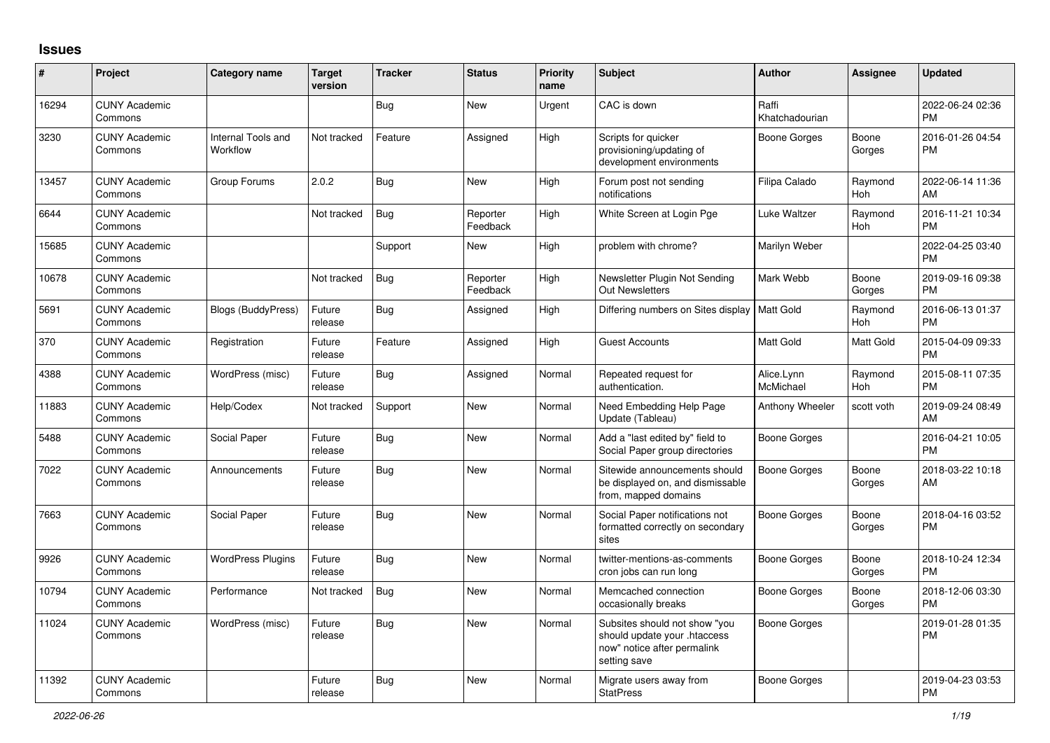## Issues

| # | Project | Category name | Target version | Tracker | Status | Priority name | Subject | Author | Assignee | Updated |
|---|---|---|---|---|---|---|---|---|---|---|
| 16294 | CUNY Academic Commons | | | Bug | New | Urgent | CAC is down | Raffi Khatchadourian | | 2022-06-24 02:36 PM |
| 3230 | CUNY Academic Commons | Internal Tools and Workflow | Not tracked | Feature | Assigned | High | Scripts for quicker provisioning/updating of development environments | Boone Gorges | Boone Gorges | 2016-01-26 04:54 PM |
| 13457 | CUNY Academic Commons | Group Forums | 2.0.2 | Bug | New | High | Forum post not sending notifications | Filipa Calado | Raymond Hoh | 2022-06-14 11:36 AM |
| 6644 | CUNY Academic Commons | | Not tracked | Bug | Reporter Feedback | High | White Screen at Login Pge | Luke Waltzer | Raymond Hoh | 2016-11-21 10:34 PM |
| 15685 | CUNY Academic Commons | | | Support | New | High | problem with chrome? | Marilyn Weber | | 2022-04-25 03:40 PM |
| 10678 | CUNY Academic Commons | | Not tracked | Bug | Reporter Feedback | High | Newsletter Plugin Not Sending Out Newsletters | Mark Webb | Boone Gorges | 2019-09-16 09:38 PM |
| 5691 | CUNY Academic Commons | Blogs (BuddyPress) | Future release | Bug | Assigned | High | Differing numbers on Sites display | Matt Gold | Raymond Hoh | 2016-06-13 01:37 PM |
| 370 | CUNY Academic Commons | Registration | Future release | Feature | Assigned | High | Guest Accounts | Matt Gold | Matt Gold | 2015-04-09 09:33 PM |
| 4388 | CUNY Academic Commons | WordPress (misc) | Future release | Bug | Assigned | Normal | Repeated request for authentication. | Alice.Lynn McMichael | Raymond Hoh | 2015-08-11 07:35 PM |
| 11883 | CUNY Academic Commons | Help/Codex | Not tracked | Support | New | Normal | Need Embedding Help Page Update (Tableau) | Anthony Wheeler | scott voth | 2019-09-24 08:49 AM |
| 5488 | CUNY Academic Commons | Social Paper | Future release | Bug | New | Normal | Add a "last edited by" field to Social Paper group directories | Boone Gorges | | 2016-04-21 10:05 PM |
| 7022 | CUNY Academic Commons | Announcements | Future release | Bug | New | Normal | Sitewide announcements should be displayed on, and dismissable from, mapped domains | Boone Gorges | Boone Gorges | 2018-03-22 10:18 AM |
| 7663 | CUNY Academic Commons | Social Paper | Future release | Bug | New | Normal | Social Paper notifications not formatted correctly on secondary sites | Boone Gorges | Boone Gorges | 2018-04-16 03:52 PM |
| 9926 | CUNY Academic Commons | WordPress Plugins | Future release | Bug | New | Normal | twitter-mentions-as-comments cron jobs can run long | Boone Gorges | Boone Gorges | 2018-10-24 12:34 PM |
| 10794 | CUNY Academic Commons | Performance | Not tracked | Bug | New | Normal | Memcached connection occasionally breaks | Boone Gorges | Boone Gorges | 2018-12-06 03:30 PM |
| 11024 | CUNY Academic Commons | WordPress (misc) | Future release | Bug | New | Normal | Subsites should not show "you should update your .htaccess now" notice after permalink setting save | Boone Gorges | | 2019-01-28 01:35 PM |
| 11392 | CUNY Academic Commons | | Future release | Bug | New | Normal | Migrate users away from StatPress | Boone Gorges | | 2019-04-23 03:53 PM |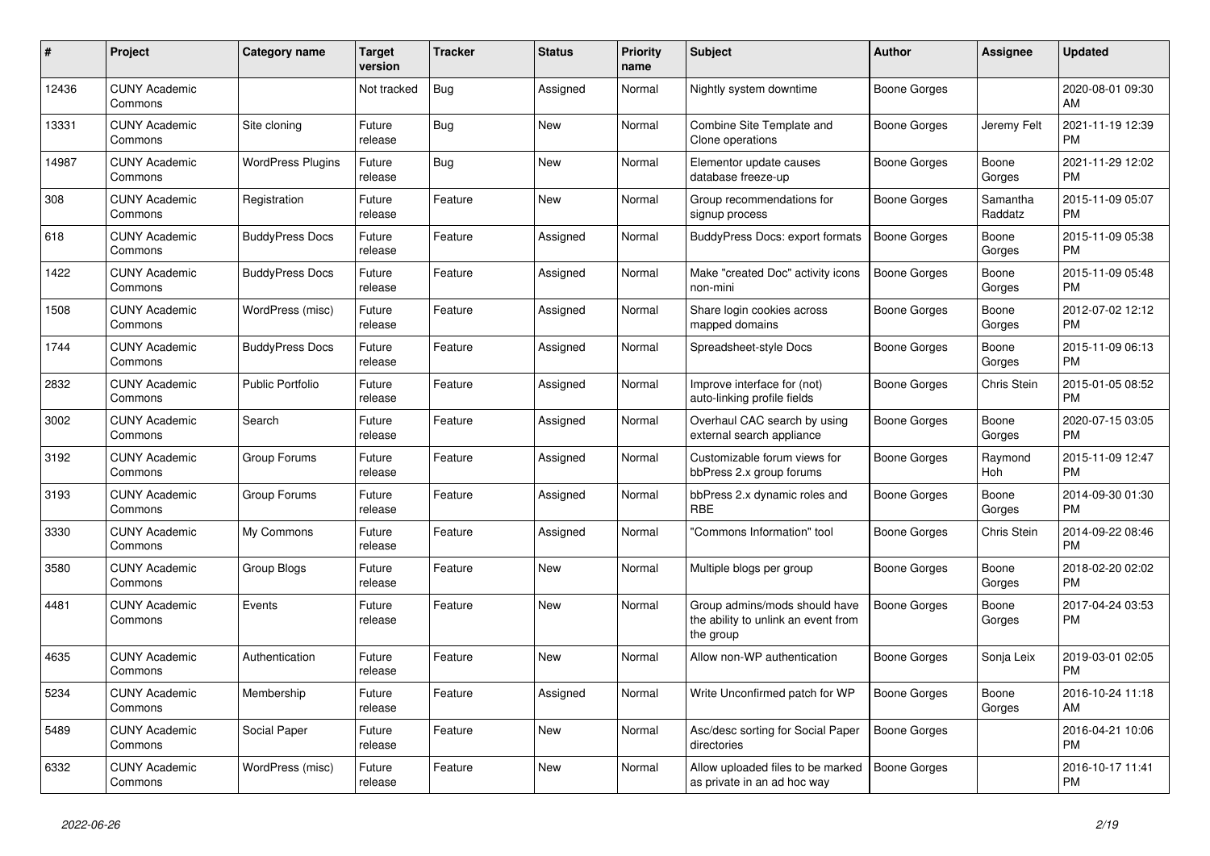| # | Project | Category name | Target version | Tracker | Status | Priority name | Subject | Author | Assignee | Updated |
|---|---|---|---|---|---|---|---|---|---|---|
| 12436 | CUNY Academic Commons | | Not tracked | Bug | Assigned | Normal | Nightly system downtime | Boone Gorges | | 2020-08-01 09:30 AM |
| 13331 | CUNY Academic Commons | Site cloning | Future release | Bug | New | Normal | Combine Site Template and Clone operations | Boone Gorges | Jeremy Felt | 2021-11-19 12:39 PM |
| 14987 | CUNY Academic Commons | WordPress Plugins | Future release | Bug | New | Normal | Elementor update causes database freeze-up | Boone Gorges | Boone Gorges | 2021-11-29 12:02 PM |
| 308 | CUNY Academic Commons | Registration | Future release | Feature | New | Normal | Group recommendations for signup process | Boone Gorges | Samantha Raddatz | 2015-11-09 05:07 PM |
| 618 | CUNY Academic Commons | BuddyPress Docs | Future release | Feature | Assigned | Normal | BuddyPress Docs: export formats | Boone Gorges | Boone Gorges | 2015-11-09 05:38 PM |
| 1422 | CUNY Academic Commons | BuddyPress Docs | Future release | Feature | Assigned | Normal | Make "created Doc" activity icons non-mini | Boone Gorges | Boone Gorges | 2015-11-09 05:48 PM |
| 1508 | CUNY Academic Commons | WordPress (misc) | Future release | Feature | Assigned | Normal | Share login cookies across mapped domains | Boone Gorges | Boone Gorges | 2012-07-02 12:12 PM |
| 1744 | CUNY Academic Commons | BuddyPress Docs | Future release | Feature | Assigned | Normal | Spreadsheet-style Docs | Boone Gorges | Boone Gorges | 2015-11-09 06:13 PM |
| 2832 | CUNY Academic Commons | Public Portfolio | Future release | Feature | Assigned | Normal | Improve interface for (not) auto-linking profile fields | Boone Gorges | Chris Stein | 2015-01-05 08:52 PM |
| 3002 | CUNY Academic Commons | Search | Future release | Feature | Assigned | Normal | Overhaul CAC search by using external search appliance | Boone Gorges | Boone Gorges | 2020-07-15 03:05 PM |
| 3192 | CUNY Academic Commons | Group Forums | Future release | Feature | Assigned | Normal | Customizable forum views for bbPress 2.x group forums | Boone Gorges | Raymond Hoh | 2015-11-09 12:47 PM |
| 3193 | CUNY Academic Commons | Group Forums | Future release | Feature | Assigned | Normal | bbPress 2.x dynamic roles and RBE | Boone Gorges | Boone Gorges | 2014-09-30 01:30 PM |
| 3330 | CUNY Academic Commons | My Commons | Future release | Feature | Assigned | Normal | "Commons Information" tool | Boone Gorges | Chris Stein | 2014-09-22 08:46 PM |
| 3580 | CUNY Academic Commons | Group Blogs | Future release | Feature | New | Normal | Multiple blogs per group | Boone Gorges | Boone Gorges | 2018-02-20 02:02 PM |
| 4481 | CUNY Academic Commons | Events | Future release | Feature | New | Normal | Group admins/mods should have the ability to unlink an event from the group | Boone Gorges | Boone Gorges | 2017-04-24 03:53 PM |
| 4635 | CUNY Academic Commons | Authentication | Future release | Feature | New | Normal | Allow non-WP authentication | Boone Gorges | Sonja Leix | 2019-03-01 02:05 PM |
| 5234 | CUNY Academic Commons | Membership | Future release | Feature | Assigned | Normal | Write Unconfirmed patch for WP | Boone Gorges | Boone Gorges | 2016-10-24 11:18 AM |
| 5489 | CUNY Academic Commons | Social Paper | Future release | Feature | New | Normal | Asc/desc sorting for Social Paper directories | Boone Gorges | | 2016-04-21 10:06 PM |
| 6332 | CUNY Academic Commons | WordPress (misc) | Future release | Feature | New | Normal | Allow uploaded files to be marked as private in an ad hoc way | Boone Gorges | | 2016-10-17 11:41 PM |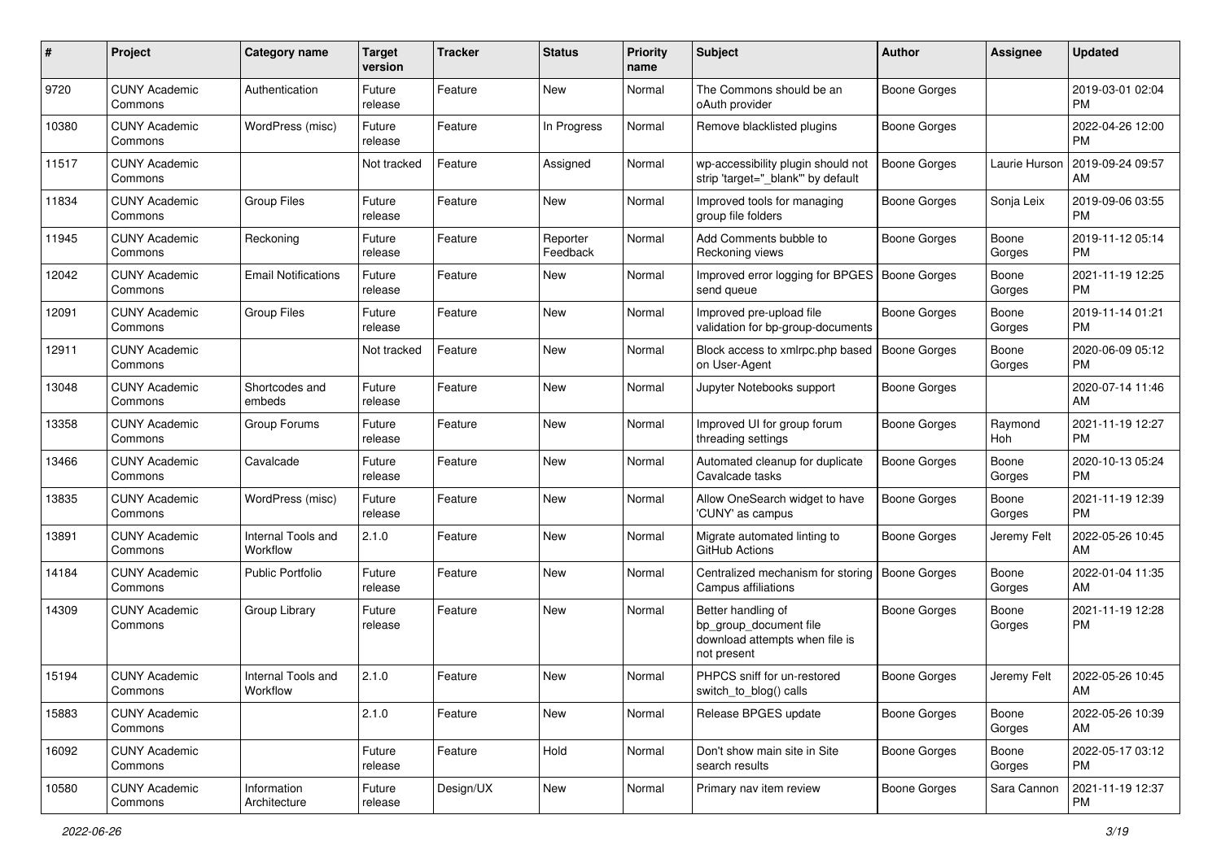| # | Project | Category name | Target version | Tracker | Status | Priority name | Subject | Author | Assignee | Updated |
|---|---|---|---|---|---|---|---|---|---|---|
| 9720 | CUNY Academic Commons | Authentication | Future release | Feature | New | Normal | The Commons should be an oAuth provider | Boone Gorges | | 2019-03-01 02:04 PM |
| 10380 | CUNY Academic Commons | WordPress (misc) | Future release | Feature | In Progress | Normal | Remove blacklisted plugins | Boone Gorges | | 2022-04-26 12:00 PM |
| 11517 | CUNY Academic Commons | | Not tracked | Feature | Assigned | Normal | wp-accessibility plugin should not strip 'target="_blank"' by default | Boone Gorges | Laurie Hurson | 2019-09-24 09:57 AM |
| 11834 | CUNY Academic Commons | Group Files | Future release | Feature | New | Normal | Improved tools for managing group file folders | Boone Gorges | Sonja Leix | 2019-09-06 03:55 PM |
| 11945 | CUNY Academic Commons | Reckoning | Future release | Feature | Reporter Feedback | Normal | Add Comments bubble to Reckoning views | Boone Gorges | Boone Gorges | 2019-11-12 05:14 PM |
| 12042 | CUNY Academic Commons | Email Notifications | Future release | Feature | New | Normal | Improved error logging for BPGES send queue | Boone Gorges | Boone Gorges | 2021-11-19 12:25 PM |
| 12091 | CUNY Academic Commons | Group Files | Future release | Feature | New | Normal | Improved pre-upload file validation for bp-group-documents | Boone Gorges | Boone Gorges | 2019-11-14 01:21 PM |
| 12911 | CUNY Academic Commons | | Not tracked | Feature | New | Normal | Block access to xmlrpc.php based on User-Agent | Boone Gorges | Boone Gorges | 2020-06-09 05:12 PM |
| 13048 | CUNY Academic Commons | Shortcodes and embeds | Future release | Feature | New | Normal | Jupyter Notebooks support | Boone Gorges | | 2020-07-14 11:46 AM |
| 13358 | CUNY Academic Commons | Group Forums | Future release | Feature | New | Normal | Improved UI for group forum threading settings | Boone Gorges | Raymond Hoh | 2021-11-19 12:27 PM |
| 13466 | CUNY Academic Commons | Cavalcade | Future release | Feature | New | Normal | Automated cleanup for duplicate Cavalcade tasks | Boone Gorges | Boone Gorges | 2020-10-13 05:24 PM |
| 13835 | CUNY Academic Commons | WordPress (misc) | Future release | Feature | New | Normal | Allow OneSearch widget to have 'CUNY' as campus | Boone Gorges | Boone Gorges | 2021-11-19 12:39 PM |
| 13891 | CUNY Academic Commons | Internal Tools and Workflow | 2.1.0 | Feature | New | Normal | Migrate automated linting to GitHub Actions | Boone Gorges | Jeremy Felt | 2022-05-26 10:45 AM |
| 14184 | CUNY Academic Commons | Public Portfolio | Future release | Feature | New | Normal | Centralized mechanism for storing Campus affiliations | Boone Gorges | Boone Gorges | 2022-01-04 11:35 AM |
| 14309 | CUNY Academic Commons | Group Library | Future release | Feature | New | Normal | Better handling of bp_group_document file download attempts when file is not present | Boone Gorges | Boone Gorges | 2021-11-19 12:28 PM |
| 15194 | CUNY Academic Commons | Internal Tools and Workflow | 2.1.0 | Feature | New | Normal | PHPCS sniff for un-restored switch_to_blog() calls | Boone Gorges | Jeremy Felt | 2022-05-26 10:45 AM |
| 15883 | CUNY Academic Commons | | 2.1.0 | Feature | New | Normal | Release BPGES update | Boone Gorges | Boone Gorges | 2022-05-26 10:39 AM |
| 16092 | CUNY Academic Commons | | Future release | Feature | Hold | Normal | Don't show main site in Site search results | Boone Gorges | Boone Gorges | 2022-05-17 03:12 PM |
| 10580 | CUNY Academic Commons | Information Architecture | Future release | Design/UX | New | Normal | Primary nav item review | Boone Gorges | Sara Cannon | 2021-11-19 12:37 PM |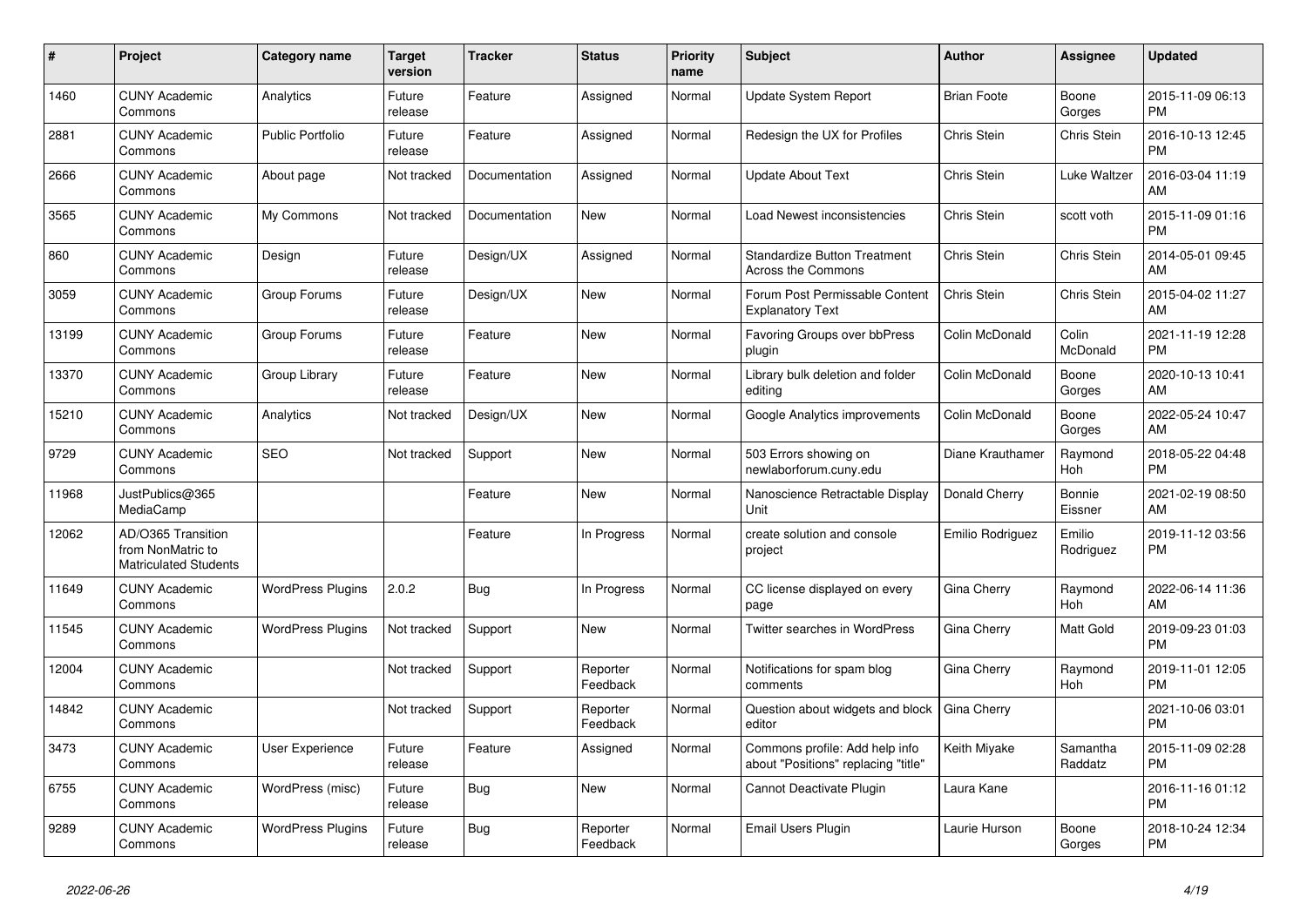| # | Project | Category name | Target version | Tracker | Status | Priority name | Subject | Author | Assignee | Updated |
|---|---|---|---|---|---|---|---|---|---|---|
| 1460 | CUNY Academic Commons | Analytics | Future release | Feature | Assigned | Normal | Update System Report | Brian Foote | Boone Gorges | 2015-11-09 06:13 PM |
| 2881 | CUNY Academic Commons | Public Portfolio | Future release | Feature | Assigned | Normal | Redesign the UX for Profiles | Chris Stein | Chris Stein | 2016-10-13 12:45 PM |
| 2666 | CUNY Academic Commons | About page | Not tracked | Documentation | Assigned | Normal | Update About Text | Chris Stein | Luke Waltzer | 2016-03-04 11:19 AM |
| 3565 | CUNY Academic Commons | My Commons | Not tracked | Documentation | New | Normal | Load Newest inconsistencies | Chris Stein | scott voth | 2015-11-09 01:16 PM |
| 860 | CUNY Academic Commons | Design | Future release | Design/UX | Assigned | Normal | Standardize Button Treatment Across the Commons | Chris Stein | Chris Stein | 2014-05-01 09:45 AM |
| 3059 | CUNY Academic Commons | Group Forums | Future release | Design/UX | New | Normal | Forum Post Permissable Content Explanatory Text | Chris Stein | Chris Stein | 2015-04-02 11:27 AM |
| 13199 | CUNY Academic Commons | Group Forums | Future release | Feature | New | Normal | Favoring Groups over bbPress plugin | Colin McDonald | Colin McDonald | 2021-11-19 12:28 PM |
| 13370 | CUNY Academic Commons | Group Library | Future release | Feature | New | Normal | Library bulk deletion and folder editing | Colin McDonald | Boone Gorges | 2020-10-13 10:41 AM |
| 15210 | CUNY Academic Commons | Analytics | Not tracked | Design/UX | New | Normal | Google Analytics improvements | Colin McDonald | Boone Gorges | 2022-05-24 10:47 AM |
| 9729 | CUNY Academic Commons | SEO | Not tracked | Support | New | Normal | 503 Errors showing on newlaborforum.cuny.edu | Diane Krauthamer | Raymond Hoh | 2018-05-22 04:48 PM |
| 11968 | JustPublics@365 MediaCamp | | | Feature | New | Normal | Nanoscience Retractable Display Unit | Donald Cherry | Bonnie Eissner | 2021-02-19 08:50 AM |
| 12062 | AD/O365 Transition from NonMatric to Matriculated Students | | | Feature | In Progress | Normal | create solution and console project | Emilio Rodriguez | Emilio Rodriguez | 2019-11-12 03:56 PM |
| 11649 | CUNY Academic Commons | WordPress Plugins | 2.0.2 | Bug | In Progress | Normal | CC license displayed on every page | Gina Cherry | Raymond Hoh | 2022-06-14 11:36 AM |
| 11545 | CUNY Academic Commons | WordPress Plugins | Not tracked | Support | New | Normal | Twitter searches in WordPress | Gina Cherry | Matt Gold | 2019-09-23 01:03 PM |
| 12004 | CUNY Academic Commons | | Not tracked | Support | Reporter Feedback | Normal | Notifications for spam blog comments | Gina Cherry | Raymond Hoh | 2019-11-01 12:05 PM |
| 14842 | CUNY Academic Commons | | Not tracked | Support | Reporter Feedback | Normal | Question about widgets and block editor | Gina Cherry | | 2021-10-06 03:01 PM |
| 3473 | CUNY Academic Commons | User Experience | Future release | Feature | Assigned | Normal | Commons profile: Add help info about "Positions" replacing "title" | Keith Miyake | Samantha Raddatz | 2015-11-09 02:28 PM |
| 6755 | CUNY Academic Commons | WordPress (misc) | Future release | Bug | New | Normal | Cannot Deactivate Plugin | Laura Kane | | 2016-11-16 01:12 PM |
| 9289 | CUNY Academic Commons | WordPress Plugins | Future release | Bug | Reporter Feedback | Normal | Email Users Plugin | Laurie Hurson | Boone Gorges | 2018-10-24 12:34 PM |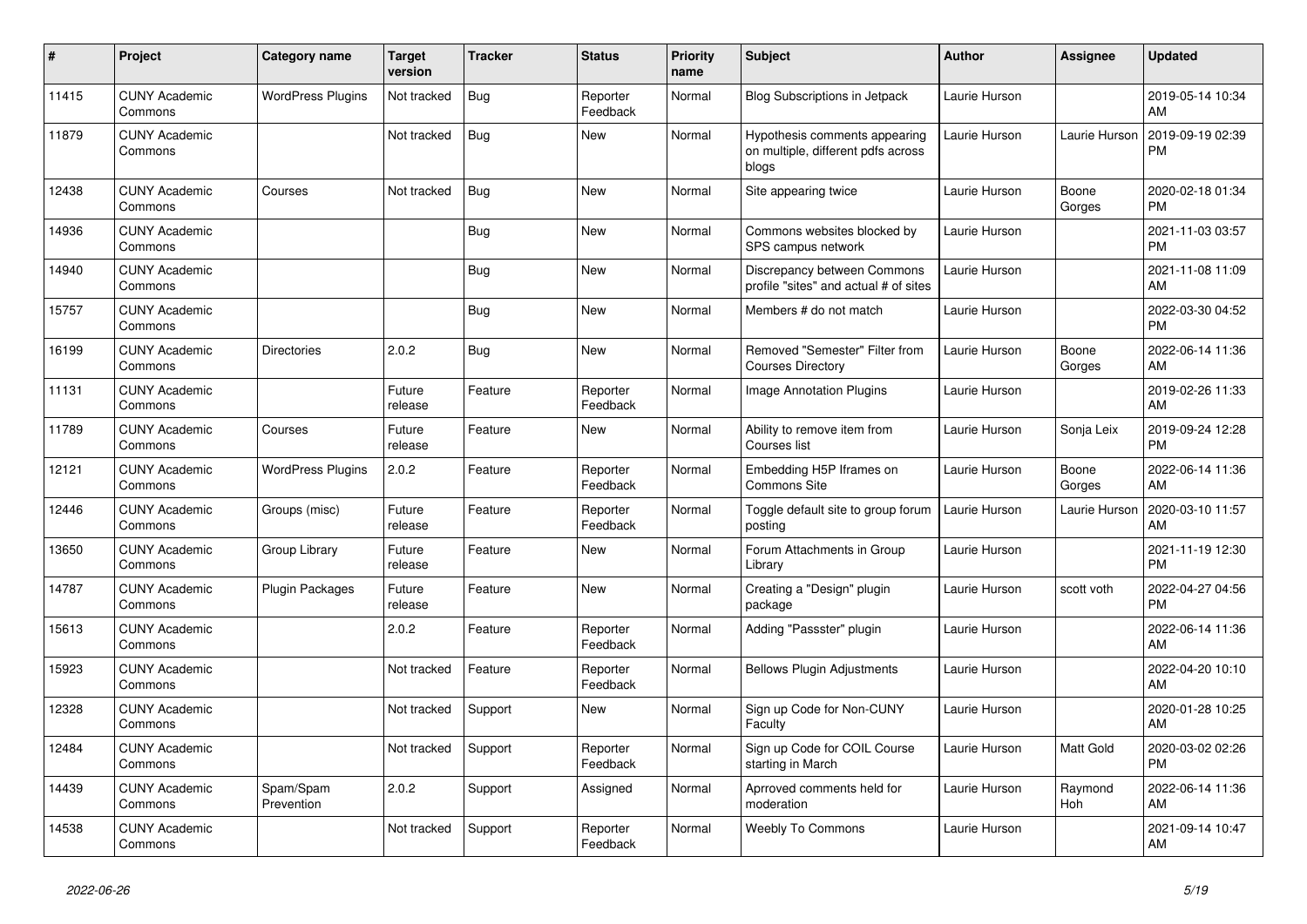| # | Project | Category name | Target version | Tracker | Status | Priority name | Subject | Author | Assignee | Updated |
| --- | --- | --- | --- | --- | --- | --- | --- | --- | --- | --- |
| 11415 | CUNY Academic Commons | WordPress Plugins | Not tracked | Bug | Reporter Feedback | Normal | Blog Subscriptions in Jetpack | Laurie Hurson | | 2019-05-14 10:34 AM |
| 11879 | CUNY Academic Commons | | Not tracked | Bug | New | Normal | Hypothesis comments appearing on multiple, different pdfs across blogs | Laurie Hurson | Laurie Hurson | 2019-09-19 02:39 PM |
| 12438 | CUNY Academic Commons | Courses | Not tracked | Bug | New | Normal | Site appearing twice | Laurie Hurson | Boone Gorges | 2020-02-18 01:34 PM |
| 14936 | CUNY Academic Commons | | | Bug | New | Normal | Commons websites blocked by SPS campus network | Laurie Hurson | | 2021-11-03 03:57 PM |
| 14940 | CUNY Academic Commons | | | Bug | New | Normal | Discrepancy between Commons profile "sites" and actual # of sites | Laurie Hurson | | 2021-11-08 11:09 AM |
| 15757 | CUNY Academic Commons | | | Bug | New | Normal | Members # do not match | Laurie Hurson | | 2022-03-30 04:52 PM |
| 16199 | CUNY Academic Commons | Directories | 2.0.2 | Bug | New | Normal | Removed "Semester" Filter from Courses Directory | Laurie Hurson | Boone Gorges | 2022-06-14 11:36 AM |
| 11131 | CUNY Academic Commons | | Future release | Feature | Reporter Feedback | Normal | Image Annotation Plugins | Laurie Hurson | | 2019-02-26 11:33 AM |
| 11789 | CUNY Academic Commons | Courses | Future release | Feature | New | Normal | Ability to remove item from Courses list | Laurie Hurson | Sonja Leix | 2019-09-24 12:28 PM |
| 12121 | CUNY Academic Commons | WordPress Plugins | 2.0.2 | Feature | Reporter Feedback | Normal | Embedding H5P Iframes on Commons Site | Laurie Hurson | Boone Gorges | 2022-06-14 11:36 AM |
| 12446 | CUNY Academic Commons | Groups (misc) | Future release | Feature | Reporter Feedback | Normal | Toggle default site to group forum posting | Laurie Hurson | Laurie Hurson | 2020-03-10 11:57 AM |
| 13650 | CUNY Academic Commons | Group Library | Future release | Feature | New | Normal | Forum Attachments in Group Library | Laurie Hurson | | 2021-11-19 12:30 PM |
| 14787 | CUNY Academic Commons | Plugin Packages | Future release | Feature | New | Normal | Creating a "Design" plugin package | Laurie Hurson | scott voth | 2022-04-27 04:56 PM |
| 15613 | CUNY Academic Commons | | 2.0.2 | Feature | Reporter Feedback | Normal | Adding "Passster" plugin | Laurie Hurson | | 2022-06-14 11:36 AM |
| 15923 | CUNY Academic Commons | | Not tracked | Feature | Reporter Feedback | Normal | Bellows Plugin Adjustments | Laurie Hurson | | 2022-04-20 10:10 AM |
| 12328 | CUNY Academic Commons | | Not tracked | Support | New | Normal | Sign up Code for Non-CUNY Faculty | Laurie Hurson | | 2020-01-28 10:25 AM |
| 12484 | CUNY Academic Commons | | Not tracked | Support | Reporter Feedback | Normal | Sign up Code for COIL Course starting in March | Laurie Hurson | Matt Gold | 2020-03-02 02:26 PM |
| 14439 | CUNY Academic Commons | Spam/Spam Prevention | 2.0.2 | Support | Assigned | Normal | Aprroved comments held for moderation | Laurie Hurson | Raymond Hoh | 2022-06-14 11:36 AM |
| 14538 | CUNY Academic Commons | | Not tracked | Support | Reporter Feedback | Normal | Weebly To Commons | Laurie Hurson | | 2021-09-14 10:47 AM |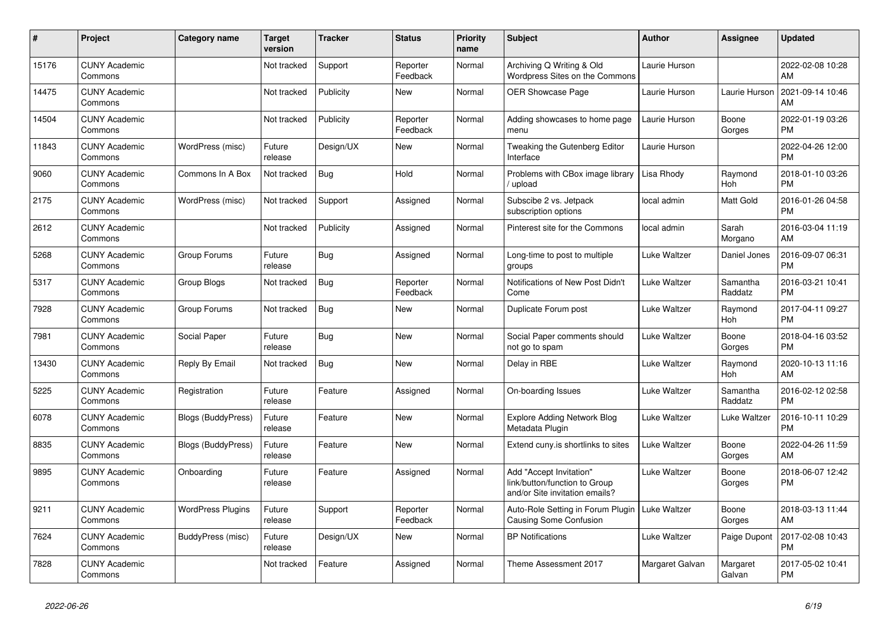| # | Project | Category name | Target version | Tracker | Status | Priority name | Subject | Author | Assignee | Updated |
|---|---|---|---|---|---|---|---|---|---|---|
| 15176 | CUNY Academic Commons | | Not tracked | Support | Reporter Feedback | Normal | Archiving Q Writing & Old Wordpress Sites on the Commons | Laurie Hurson | | 2022-02-08 10:28 AM |
| 14475 | CUNY Academic Commons | | Not tracked | Publicity | New | Normal | OER Showcase Page | Laurie Hurson | Laurie Hurson | 2021-09-14 10:46 AM |
| 14504 | CUNY Academic Commons | | Not tracked | Publicity | Reporter Feedback | Normal | Adding showcases to home page menu | Laurie Hurson | Boone Gorges | 2022-01-19 03:26 PM |
| 11843 | CUNY Academic Commons | WordPress (misc) | Future release | Design/UX | New | Normal | Tweaking the Gutenberg Editor Interface | Laurie Hurson | | 2022-04-26 12:00 PM |
| 9060 | CUNY Academic Commons | Commons In A Box | Not tracked | Bug | Hold | Normal | Problems with CBox image library / upload | Lisa Rhody | Raymond Hoh | 2018-01-10 03:26 PM |
| 2175 | CUNY Academic Commons | WordPress (misc) | Not tracked | Support | Assigned | Normal | Subscibe 2 vs. Jetpack subscription options | local admin | Matt Gold | 2016-01-26 04:58 PM |
| 2612 | CUNY Academic Commons | | Not tracked | Publicity | Assigned | Normal | Pinterest site for the Commons | local admin | Sarah Morgano | 2016-03-04 11:19 AM |
| 5268 | CUNY Academic Commons | Group Forums | Future release | Bug | Assigned | Normal | Long-time to post to multiple groups | Luke Waltzer | Daniel Jones | 2016-09-07 06:31 PM |
| 5317 | CUNY Academic Commons | Group Blogs | Not tracked | Bug | Reporter Feedback | Normal | Notifications of New Post Didn't Come | Luke Waltzer | Samantha Raddatz | 2016-03-21 10:41 PM |
| 7928 | CUNY Academic Commons | Group Forums | Not tracked | Bug | New | Normal | Duplicate Forum post | Luke Waltzer | Raymond Hoh | 2017-04-11 09:27 PM |
| 7981 | CUNY Academic Commons | Social Paper | Future release | Bug | New | Normal | Social Paper comments should not go to spam | Luke Waltzer | Boone Gorges | 2018-04-16 03:52 PM |
| 13430 | CUNY Academic Commons | Reply By Email | Not tracked | Bug | New | Normal | Delay in RBE | Luke Waltzer | Raymond Hoh | 2020-10-13 11:16 AM |
| 5225 | CUNY Academic Commons | Registration | Future release | Feature | Assigned | Normal | On-boarding Issues | Luke Waltzer | Samantha Raddatz | 2016-02-12 02:58 PM |
| 6078 | CUNY Academic Commons | Blogs (BuddyPress) | Future release | Feature | New | Normal | Explore Adding Network Blog Metadata Plugin | Luke Waltzer | Luke Waltzer | 2016-10-11 10:29 PM |
| 8835 | CUNY Academic Commons | Blogs (BuddyPress) | Future release | Feature | New | Normal | Extend cuny.is shortlinks to sites | Luke Waltzer | Boone Gorges | 2022-04-26 11:59 AM |
| 9895 | CUNY Academic Commons | Onboarding | Future release | Feature | Assigned | Normal | Add "Accept Invitation" link/button/function to Group and/or Site invitation emails? | Luke Waltzer | Boone Gorges | 2018-06-07 12:42 PM |
| 9211 | CUNY Academic Commons | WordPress Plugins | Future release | Support | Reporter Feedback | Normal | Auto-Role Setting in Forum Plugin Causing Some Confusion | Luke Waltzer | Boone Gorges | 2018-03-13 11:44 AM |
| 7624 | CUNY Academic Commons | BuddyPress (misc) | Future release | Design/UX | New | Normal | BP Notifications | Luke Waltzer | Paige Dupont | 2017-02-08 10:43 PM |
| 7828 | CUNY Academic Commons | | Not tracked | Feature | Assigned | Normal | Theme Assessment 2017 | Margaret Galvan | Margaret Galvan | 2017-05-02 10:41 PM |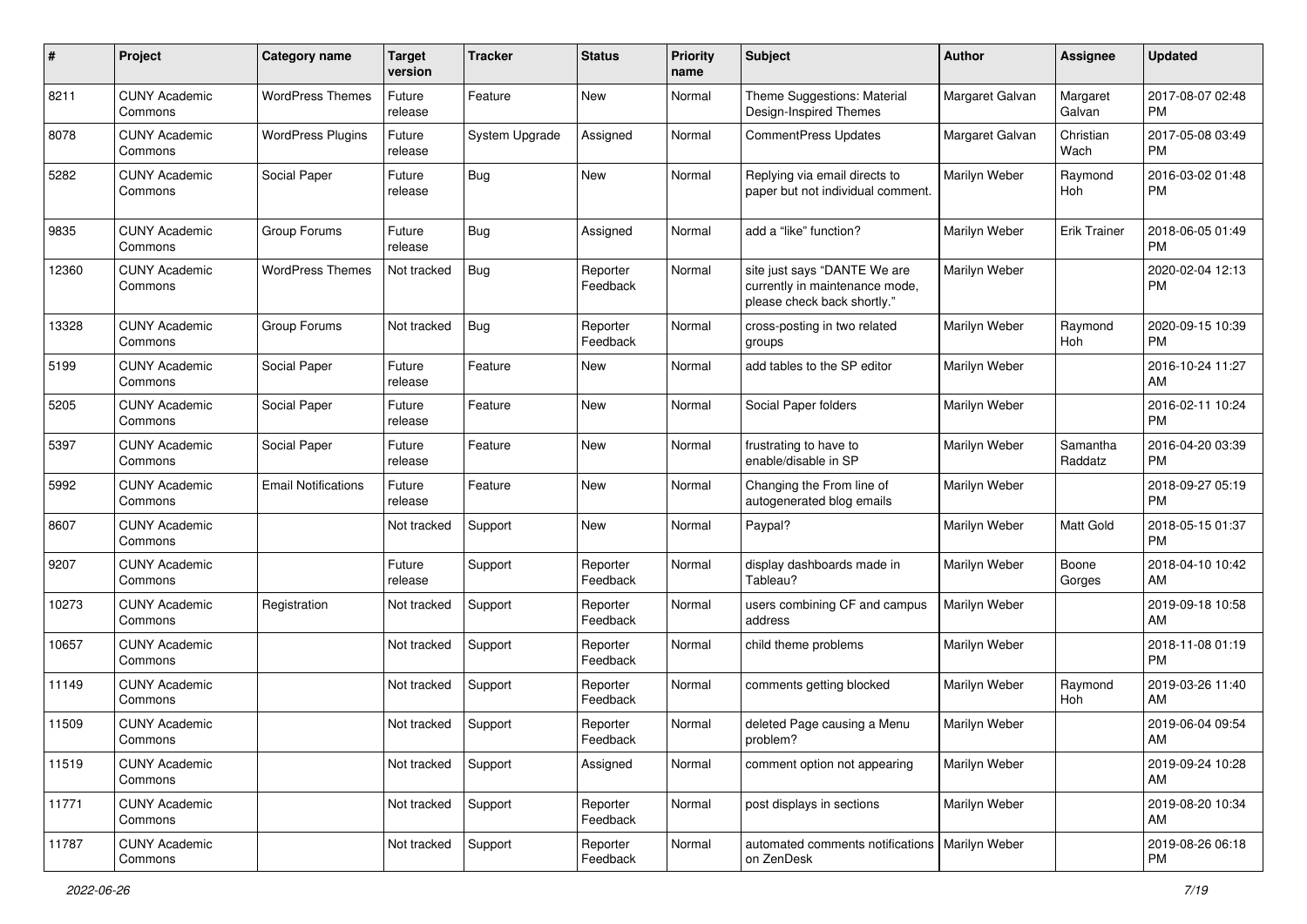| # | Project | Category name | Target version | Tracker | Status | Priority name | Subject | Author | Assignee | Updated |
|---|---|---|---|---|---|---|---|---|---|---|
| 8211 | CUNY Academic Commons | WordPress Themes | Future release | Feature | New | Normal | Theme Suggestions: Material Design-Inspired Themes | Margaret Galvan | Margaret Galvan | 2017-08-07 02:48 PM |
| 8078 | CUNY Academic Commons | WordPress Plugins | Future release | System Upgrade | Assigned | Normal | CommentPress Updates | Margaret Galvan | Christian Wach | 2017-05-08 03:49 PM |
| 5282 | CUNY Academic Commons | Social Paper | Future release | Bug | New | Normal | Replying via email directs to paper but not individual comment. | Marilyn Weber | Raymond Hoh | 2016-03-02 01:48 PM |
| 9835 | CUNY Academic Commons | Group Forums | Future release | Bug | Assigned | Normal | add a "like" function? | Marilyn Weber | Erik Trainer | 2018-06-05 01:49 PM |
| 12360 | CUNY Academic Commons | WordPress Themes | Not tracked | Bug | Reporter Feedback | Normal | site just says "DANTE We are currently in maintenance mode, please check back shortly." | Marilyn Weber | | 2020-02-04 12:13 PM |
| 13328 | CUNY Academic Commons | Group Forums | Not tracked | Bug | Reporter Feedback | Normal | cross-posting in two related groups | Marilyn Weber | Raymond Hoh | 2020-09-15 10:39 PM |
| 5199 | CUNY Academic Commons | Social Paper | Future release | Feature | New | Normal | add tables to the SP editor | Marilyn Weber | | 2016-10-24 11:27 AM |
| 5205 | CUNY Academic Commons | Social Paper | Future release | Feature | New | Normal | Social Paper folders | Marilyn Weber | | 2016-02-11 10:24 PM |
| 5397 | CUNY Academic Commons | Social Paper | Future release | Feature | New | Normal | frustrating to have to enable/disable in SP | Marilyn Weber | Samantha Raddatz | 2016-04-20 03:39 PM |
| 5992 | CUNY Academic Commons | Email Notifications | Future release | Feature | New | Normal | Changing the From line of autogenerated blog emails | Marilyn Weber | | 2018-09-27 05:19 PM |
| 8607 | CUNY Academic Commons | | Not tracked | Support | New | Normal | Paypal? | Marilyn Weber | Matt Gold | 2018-05-15 01:37 PM |
| 9207 | CUNY Academic Commons | | Future release | Support | Reporter Feedback | Normal | display dashboards made in Tableau? | Marilyn Weber | Boone Gorges | 2018-04-10 10:42 AM |
| 10273 | CUNY Academic Commons | Registration | Not tracked | Support | Reporter Feedback | Normal | users combining CF and campus address | Marilyn Weber | | 2019-09-18 10:58 AM |
| 10657 | CUNY Academic Commons | | Not tracked | Support | Reporter Feedback | Normal | child theme problems | Marilyn Weber | | 2018-11-08 01:19 PM |
| 11149 | CUNY Academic Commons | | Not tracked | Support | Reporter Feedback | Normal | comments getting blocked | Marilyn Weber | Raymond Hoh | 2019-03-26 11:40 AM |
| 11509 | CUNY Academic Commons | | Not tracked | Support | Reporter Feedback | Normal | deleted Page causing a Menu problem? | Marilyn Weber | | 2019-06-04 09:54 AM |
| 11519 | CUNY Academic Commons | | Not tracked | Support | Assigned | Normal | comment option not appearing | Marilyn Weber | | 2019-09-24 10:28 AM |
| 11771 | CUNY Academic Commons | | Not tracked | Support | Reporter Feedback | Normal | post displays in sections | Marilyn Weber | | 2019-08-20 10:34 AM |
| 11787 | CUNY Academic Commons | | Not tracked | Support | Reporter Feedback | Normal | automated comments notifications on ZenDesk | Marilyn Weber | | 2019-08-26 06:18 PM |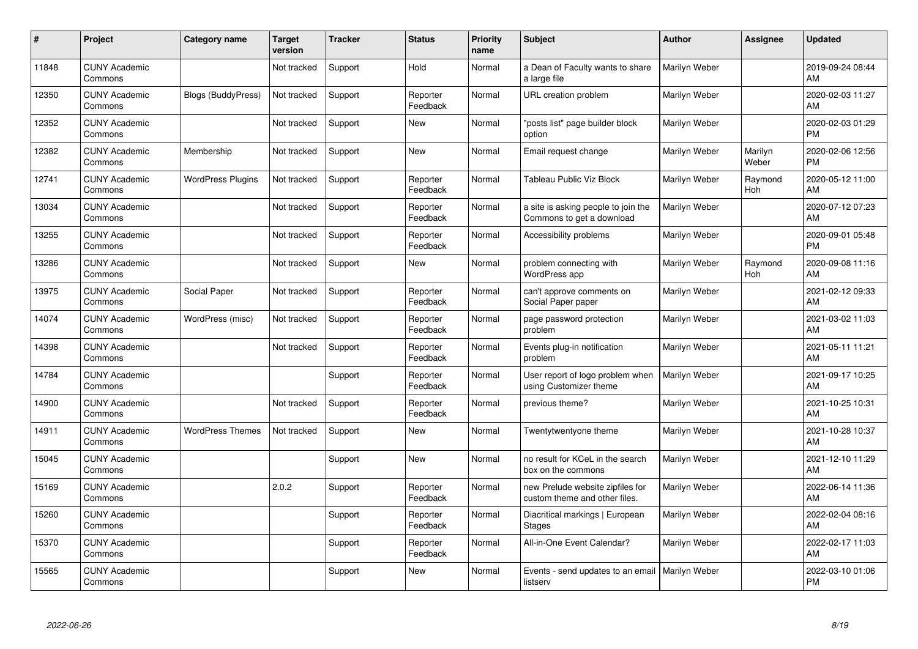| # | Project | Category name | Target version | Tracker | Status | Priority name | Subject | Author | Assignee | Updated |
|---|---|---|---|---|---|---|---|---|---|---|
| 11848 | CUNY Academic Commons | | Not tracked | Support | Hold | Normal | a Dean of Faculty wants to share a large file | Marilyn Weber | | 2019-09-24 08:44 AM |
| 12350 | CUNY Academic Commons | Blogs (BuddyPress) | Not tracked | Support | Reporter Feedback | Normal | URL creation problem | Marilyn Weber | | 2020-02-03 11:27 AM |
| 12352 | CUNY Academic Commons | | Not tracked | Support | New | Normal | "posts list" page builder block option | Marilyn Weber | | 2020-02-03 01:29 PM |
| 12382 | CUNY Academic Commons | Membership | Not tracked | Support | New | Normal | Email request change | Marilyn Weber | Marilyn Weber | 2020-02-06 12:56 PM |
| 12741 | CUNY Academic Commons | WordPress Plugins | Not tracked | Support | Reporter Feedback | Normal | Tableau Public Viz Block | Marilyn Weber | Raymond Hoh | 2020-05-12 11:00 AM |
| 13034 | CUNY Academic Commons | | Not tracked | Support | Reporter Feedback | Normal | a site is asking people to join the Commons to get a download | Marilyn Weber | | 2020-07-12 07:23 AM |
| 13255 | CUNY Academic Commons | | Not tracked | Support | Reporter Feedback | Normal | Accessibility problems | Marilyn Weber | | 2020-09-01 05:48 PM |
| 13286 | CUNY Academic Commons | | Not tracked | Support | New | Normal | problem connecting with WordPress app | Marilyn Weber | Raymond Hoh | 2020-09-08 11:16 AM |
| 13975 | CUNY Academic Commons | Social Paper | Not tracked | Support | Reporter Feedback | Normal | can't approve comments on Social Paper paper | Marilyn Weber | | 2021-02-12 09:33 AM |
| 14074 | CUNY Academic Commons | WordPress (misc) | Not tracked | Support | Reporter Feedback | Normal | page password protection problem | Marilyn Weber | | 2021-03-02 11:03 AM |
| 14398 | CUNY Academic Commons | | Not tracked | Support | Reporter Feedback | Normal | Events plug-in notification problem | Marilyn Weber | | 2021-05-11 11:21 AM |
| 14784 | CUNY Academic Commons | | | Support | Reporter Feedback | Normal | User report of logo problem when using Customizer theme | Marilyn Weber | | 2021-09-17 10:25 AM |
| 14900 | CUNY Academic Commons | | Not tracked | Support | Reporter Feedback | Normal | previous theme? | Marilyn Weber | | 2021-10-25 10:31 AM |
| 14911 | CUNY Academic Commons | WordPress Themes | Not tracked | Support | New | Normal | Twentytwentyone theme | Marilyn Weber | | 2021-10-28 10:37 AM |
| 15045 | CUNY Academic Commons | | | Support | New | Normal | no result for KCeL in the search box on the commons | Marilyn Weber | | 2021-12-10 11:29 AM |
| 15169 | CUNY Academic Commons | | 2.0.2 | Support | Reporter Feedback | Normal | new Prelude website zipfiles for custom theme and other files. | Marilyn Weber | | 2022-06-14 11:36 AM |
| 15260 | CUNY Academic Commons | | | Support | Reporter Feedback | Normal | Diacritical markings \| European Stages | Marilyn Weber | | 2022-02-04 08:16 AM |
| 15370 | CUNY Academic Commons | | | Support | Reporter Feedback | Normal | All-in-One Event Calendar? | Marilyn Weber | | 2022-02-17 11:03 AM |
| 15565 | CUNY Academic Commons | | | Support | New | Normal | Events - send updates to an email listserv | Marilyn Weber | | 2022-03-10 01:06 PM |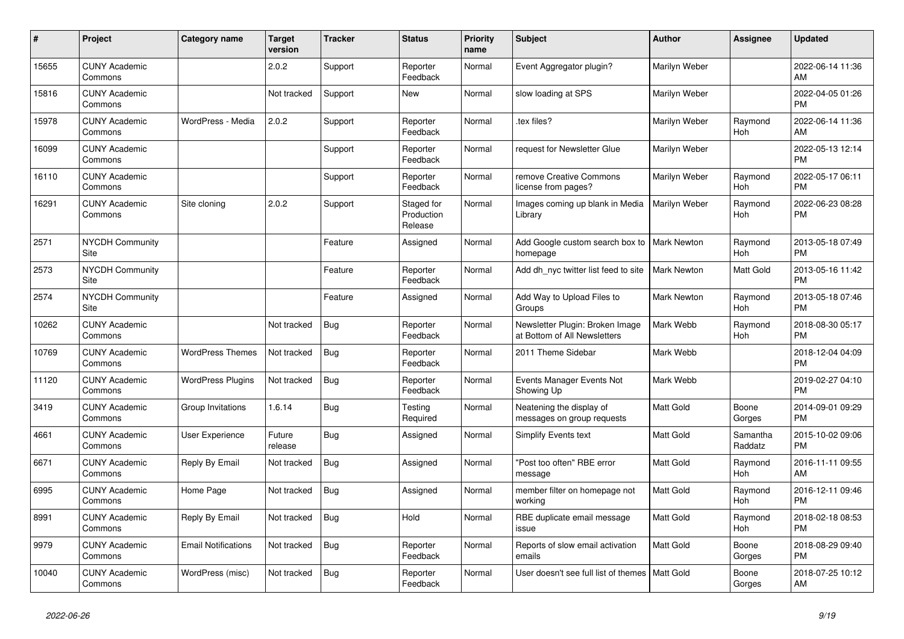| # | Project | Category name | Target version | Tracker | Status | Priority name | Subject | Author | Assignee | Updated |
|---|---|---|---|---|---|---|---|---|---|---|
| 15655 | CUNY Academic Commons | | 2.0.2 | Support | Reporter Feedback | Normal | Event Aggregator plugin? | Marilyn Weber | | 2022-06-14 11:36 AM |
| 15816 | CUNY Academic Commons | | Not tracked | Support | New | Normal | slow loading at SPS | Marilyn Weber | | 2022-04-05 01:26 PM |
| 15978 | CUNY Academic Commons | WordPress - Media | 2.0.2 | Support | Reporter Feedback | Normal | .tex files? | Marilyn Weber | Raymond Hoh | 2022-06-14 11:36 AM |
| 16099 | CUNY Academic Commons | | | Support | Reporter Feedback | Normal | request for Newsletter Glue | Marilyn Weber | | 2022-05-13 12:14 PM |
| 16110 | CUNY Academic Commons | | | Support | Reporter Feedback | Normal | remove Creative Commons license from pages? | Marilyn Weber | Raymond Hoh | 2022-05-17 06:11 PM |
| 16291 | CUNY Academic Commons | Site cloning | 2.0.2 | Support | Staged for Production Release | Normal | Images coming up blank in Media Library | Marilyn Weber | Raymond Hoh | 2022-06-23 08:28 PM |
| 2571 | NYCDH Community Site | | | Feature | Assigned | Normal | Add Google custom search box to homepage | Mark Newton | Raymond Hoh | 2013-05-18 07:49 PM |
| 2573 | NYCDH Community Site | | | Feature | Reporter Feedback | Normal | Add dh_nyc twitter list feed to site | Mark Newton | Matt Gold | 2013-05-16 11:42 PM |
| 2574 | NYCDH Community Site | | | Feature | Assigned | Normal | Add Way to Upload Files to Groups | Mark Newton | Raymond Hoh | 2013-05-18 07:46 PM |
| 10262 | CUNY Academic Commons | | Not tracked | Bug | Reporter Feedback | Normal | Newsletter Plugin: Broken Image at Bottom of All Newsletters | Mark Webb | Raymond Hoh | 2018-08-30 05:17 PM |
| 10769 | CUNY Academic Commons | WordPress Themes | Not tracked | Bug | Reporter Feedback | Normal | 2011 Theme Sidebar | Mark Webb | | 2018-12-04 04:09 PM |
| 11120 | CUNY Academic Commons | WordPress Plugins | Not tracked | Bug | Reporter Feedback | Normal | Events Manager Events Not Showing Up | Mark Webb | | 2019-02-27 04:10 PM |
| 3419 | CUNY Academic Commons | Group Invitations | 1.6.14 | Bug | Testing Required | Normal | Neatening the display of messages on group requests | Matt Gold | Boone Gorges | 2014-09-01 09:29 PM |
| 4661 | CUNY Academic Commons | User Experience | Future release | Bug | Assigned | Normal | Simplify Events text | Matt Gold | Samantha Raddatz | 2015-10-02 09:06 PM |
| 6671 | CUNY Academic Commons | Reply By Email | Not tracked | Bug | Assigned | Normal | "Post too often" RBE error message | Matt Gold | Raymond Hoh | 2016-11-11 09:55 AM |
| 6995 | CUNY Academic Commons | Home Page | Not tracked | Bug | Assigned | Normal | member filter on homepage not working | Matt Gold | Raymond Hoh | 2016-12-11 09:46 PM |
| 8991 | CUNY Academic Commons | Reply By Email | Not tracked | Bug | Hold | Normal | RBE duplicate email message issue | Matt Gold | Raymond Hoh | 2018-02-18 08:53 PM |
| 9979 | CUNY Academic Commons | Email Notifications | Not tracked | Bug | Reporter Feedback | Normal | Reports of slow email activation emails | Matt Gold | Boone Gorges | 2018-08-29 09:40 PM |
| 10040 | CUNY Academic Commons | WordPress (misc) | Not tracked | Bug | Reporter Feedback | Normal | User doesn't see full list of themes | Matt Gold | Boone Gorges | 2018-07-25 10:12 AM |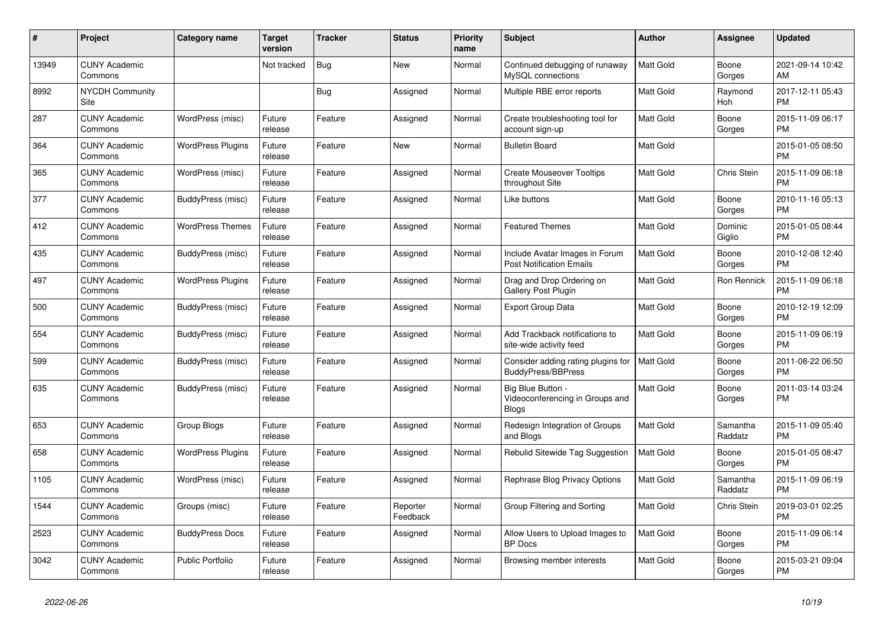| # | Project | Category name | Target version | Tracker | Status | Priority name | Subject | Author | Assignee | Updated |
|---|---|---|---|---|---|---|---|---|---|---|
| 13949 | CUNY Academic Commons | | Not tracked | Bug | New | Normal | Continued debugging of runaway MySQL connections | Matt Gold | Boone Gorges | 2021-09-14 10:42 AM |
| 8992 | NYCDH Community Site | | | Bug | Assigned | Normal | Multiple RBE error reports | Matt Gold | Raymond Hoh | 2017-12-11 05:43 PM |
| 287 | CUNY Academic Commons | WordPress (misc) | Future release | Feature | Assigned | Normal | Create troubleshooting tool for account sign-up | Matt Gold | Boone Gorges | 2015-11-09 06:17 PM |
| 364 | CUNY Academic Commons | WordPress Plugins | Future release | Feature | New | Normal | Bulletin Board | Matt Gold | | 2015-01-05 08:50 PM |
| 365 | CUNY Academic Commons | WordPress (misc) | Future release | Feature | Assigned | Normal | Create Mouseover Tooltips throughout Site | Matt Gold | Chris Stein | 2015-11-09 06:18 PM |
| 377 | CUNY Academic Commons | BuddyPress (misc) | Future release | Feature | Assigned | Normal | Like buttons | Matt Gold | Boone Gorges | 2010-11-16 05:13 PM |
| 412 | CUNY Academic Commons | WordPress Themes | Future release | Feature | Assigned | Normal | Featured Themes | Matt Gold | Dominic Giglio | 2015-01-05 08:44 PM |
| 435 | CUNY Academic Commons | BuddyPress (misc) | Future release | Feature | Assigned | Normal | Include Avatar Images in Forum Post Notification Emails | Matt Gold | Boone Gorges | 2010-12-08 12:40 PM |
| 497 | CUNY Academic Commons | WordPress Plugins | Future release | Feature | Assigned | Normal | Drag and Drop Ordering on Gallery Post Plugin | Matt Gold | Ron Rennick | 2015-11-09 06:18 PM |
| 500 | CUNY Academic Commons | BuddyPress (misc) | Future release | Feature | Assigned | Normal | Export Group Data | Matt Gold | Boone Gorges | 2010-12-19 12:09 PM |
| 554 | CUNY Academic Commons | BuddyPress (misc) | Future release | Feature | Assigned | Normal | Add Trackback notifications to site-wide activity feed | Matt Gold | Boone Gorges | 2015-11-09 06:19 PM |
| 599 | CUNY Academic Commons | BuddyPress (misc) | Future release | Feature | Assigned | Normal | Consider adding rating plugins for BuddyPress/BBPress | Matt Gold | Boone Gorges | 2011-08-22 06:50 PM |
| 635 | CUNY Academic Commons | BuddyPress (misc) | Future release | Feature | Assigned | Normal | Big Blue Button - Videoconferencing in Groups and Blogs | Matt Gold | Boone Gorges | 2011-03-14 03:24 PM |
| 653 | CUNY Academic Commons | Group Blogs | Future release | Feature | Assigned | Normal | Redesign Integration of Groups and Blogs | Matt Gold | Samantha Raddatz | 2015-11-09 05:40 PM |
| 658 | CUNY Academic Commons | WordPress Plugins | Future release | Feature | Assigned | Normal | Rebulid Sitewide Tag Suggestion | Matt Gold | Boone Gorges | 2015-01-05 08:47 PM |
| 1105 | CUNY Academic Commons | WordPress (misc) | Future release | Feature | Assigned | Normal | Rephrase Blog Privacy Options | Matt Gold | Samantha Raddatz | 2015-11-09 06:19 PM |
| 1544 | CUNY Academic Commons | Groups (misc) | Future release | Feature | Reporter Feedback | Normal | Group Filtering and Sorting | Matt Gold | Chris Stein | 2019-03-01 02:25 PM |
| 2523 | CUNY Academic Commons | BuddyPress Docs | Future release | Feature | Assigned | Normal | Allow Users to Upload Images to BP Docs | Matt Gold | Boone Gorges | 2015-11-09 06:14 PM |
| 3042 | CUNY Academic Commons | Public Portfolio | Future release | Feature | Assigned | Normal | Browsing member interests | Matt Gold | Boone Gorges | 2015-03-21 09:04 PM |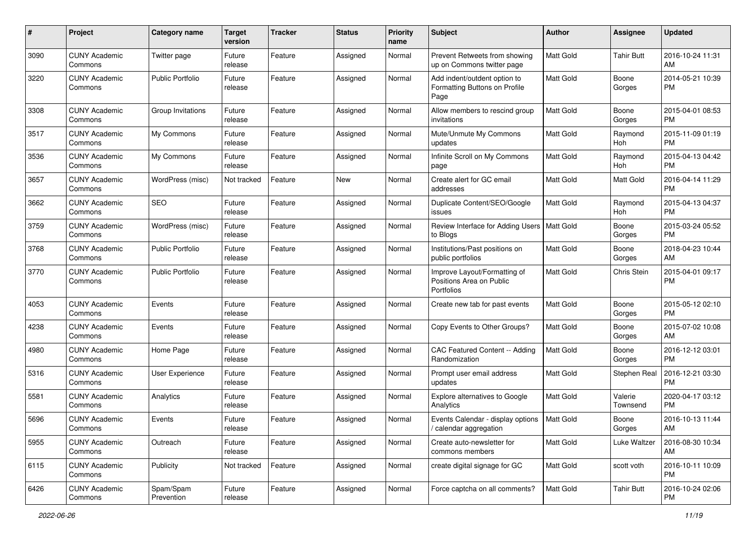| # | Project | Category name | Target version | Tracker | Status | Priority name | Subject | Author | Assignee | Updated |
| --- | --- | --- | --- | --- | --- | --- | --- | --- | --- | --- |
| 3090 | CUNY Academic Commons | Twitter page | Future release | Feature | Assigned | Normal | Prevent Retweets from showing up on Commons twitter page | Matt Gold | Tahir Butt | 2016-10-24 11:31 AM |
| 3220 | CUNY Academic Commons | Public Portfolio | Future release | Feature | Assigned | Normal | Add indent/outdent option to Formatting Buttons on Profile Page | Matt Gold | Boone Gorges | 2014-05-21 10:39 PM |
| 3308 | CUNY Academic Commons | Group Invitations | Future release | Feature | Assigned | Normal | Allow members to rescind group invitations | Matt Gold | Boone Gorges | 2015-04-01 08:53 PM |
| 3517 | CUNY Academic Commons | My Commons | Future release | Feature | Assigned | Normal | Mute/Unmute My Commons updates | Matt Gold | Raymond Hoh | 2015-11-09 01:19 PM |
| 3536 | CUNY Academic Commons | My Commons | Future release | Feature | Assigned | Normal | Infinite Scroll on My Commons page | Matt Gold | Raymond Hoh | 2015-04-13 04:42 PM |
| 3657 | CUNY Academic Commons | WordPress (misc) | Not tracked | Feature | New | Normal | Create alert for GC email addresses | Matt Gold | Matt Gold | 2016-04-14 11:29 PM |
| 3662 | CUNY Academic Commons | SEO | Future release | Feature | Assigned | Normal | Duplicate Content/SEO/Google issues | Matt Gold | Raymond Hoh | 2015-04-13 04:37 PM |
| 3759 | CUNY Academic Commons | WordPress (misc) | Future release | Feature | Assigned | Normal | Review Interface for Adding Users to Blogs | Matt Gold | Boone Gorges | 2015-03-24 05:52 PM |
| 3768 | CUNY Academic Commons | Public Portfolio | Future release | Feature | Assigned | Normal | Institutions/Past positions on public portfolios | Matt Gold | Boone Gorges | 2018-04-23 10:44 AM |
| 3770 | CUNY Academic Commons | Public Portfolio | Future release | Feature | Assigned | Normal | Improve Layout/Formatting of Positions Area on Public Portfolios | Matt Gold | Chris Stein | 2015-04-01 09:17 PM |
| 4053 | CUNY Academic Commons | Events | Future release | Feature | Assigned | Normal | Create new tab for past events | Matt Gold | Boone Gorges | 2015-05-12 02:10 PM |
| 4238 | CUNY Academic Commons | Events | Future release | Feature | Assigned | Normal | Copy Events to Other Groups? | Matt Gold | Boone Gorges | 2015-07-02 10:08 AM |
| 4980 | CUNY Academic Commons | Home Page | Future release | Feature | Assigned | Normal | CAC Featured Content -- Adding Randomization | Matt Gold | Boone Gorges | 2016-12-12 03:01 PM |
| 5316 | CUNY Academic Commons | User Experience | Future release | Feature | Assigned | Normal | Prompt user email address updates | Matt Gold | Stephen Real | 2016-12-21 03:30 PM |
| 5581 | CUNY Academic Commons | Analytics | Future release | Feature | Assigned | Normal | Explore alternatives to Google Analytics | Matt Gold | Valerie Townsend | 2020-04-17 03:12 PM |
| 5696 | CUNY Academic Commons | Events | Future release | Feature | Assigned | Normal | Events Calendar - display options / calendar aggregation | Matt Gold | Boone Gorges | 2016-10-13 11:44 AM |
| 5955 | CUNY Academic Commons | Outreach | Future release | Feature | Assigned | Normal | Create auto-newsletter for commons members | Matt Gold | Luke Waltzer | 2016-08-30 10:34 AM |
| 6115 | CUNY Academic Commons | Publicity | Not tracked | Feature | Assigned | Normal | create digital signage for GC | Matt Gold | scott voth | 2016-10-11 10:09 PM |
| 6426 | CUNY Academic Commons | Spam/Spam Prevention | Future release | Feature | Assigned | Normal | Force captcha on all comments? | Matt Gold | Tahir Butt | 2016-10-24 02:06 PM |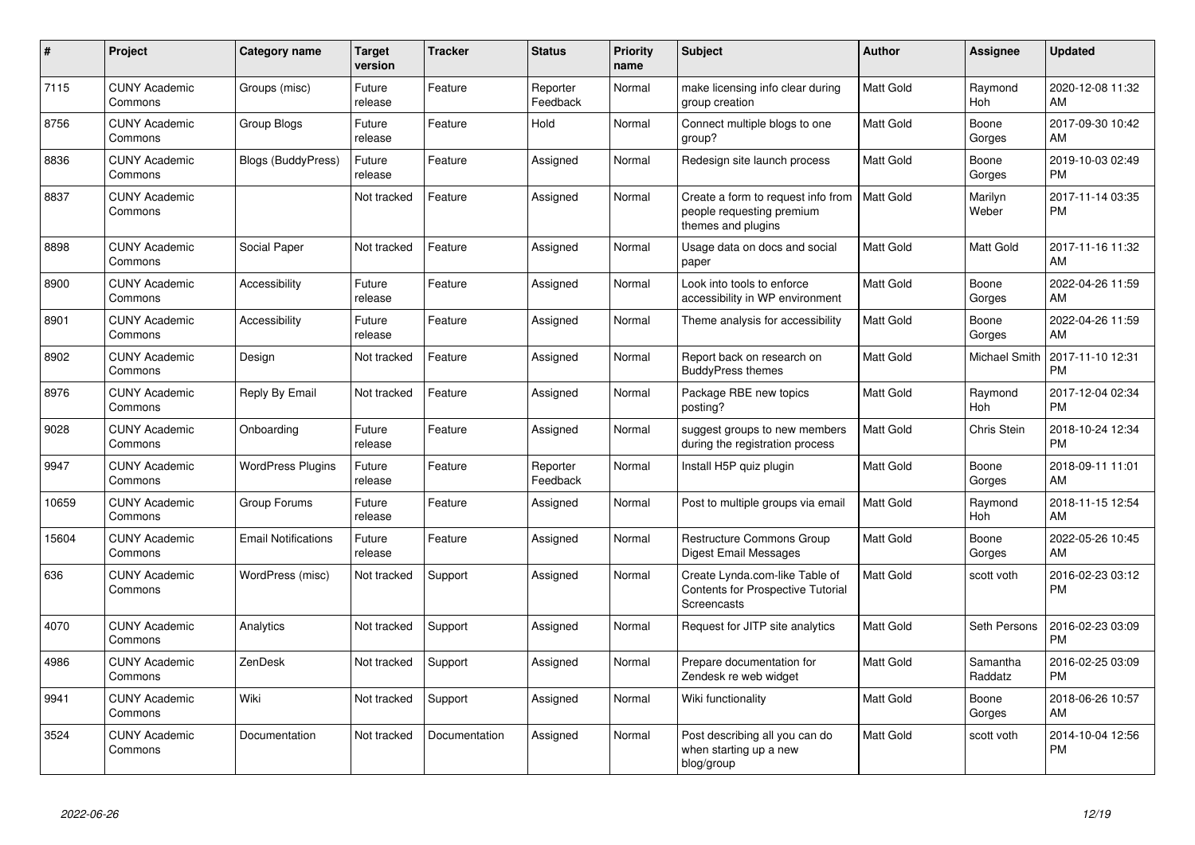| # | Project | Category name | Target version | Tracker | Status | Priority name | Subject | Author | Assignee | Updated |
|---|---|---|---|---|---|---|---|---|---|---|
| 7115 | CUNY Academic Commons | Groups (misc) | Future release | Feature | Reporter Feedback | Normal | make licensing info clear during group creation | Matt Gold | Raymond Hoh | 2020-12-08 11:32 AM |
| 8756 | CUNY Academic Commons | Group Blogs | Future release | Feature | Hold | Normal | Connect multiple blogs to one group? | Matt Gold | Boone Gorges | 2017-09-30 10:42 AM |
| 8836 | CUNY Academic Commons | Blogs (BuddyPress) | Future release | Feature | Assigned | Normal | Redesign site launch process | Matt Gold | Boone Gorges | 2019-10-03 02:49 PM |
| 8837 | CUNY Academic Commons | | Not tracked | Feature | Assigned | Normal | Create a form to request info from people requesting premium themes and plugins | Matt Gold | Marilyn Weber | 2017-11-14 03:35 PM |
| 8898 | CUNY Academic Commons | Social Paper | Not tracked | Feature | Assigned | Normal | Usage data on docs and social paper | Matt Gold | Matt Gold | 2017-11-16 11:32 AM |
| 8900 | CUNY Academic Commons | Accessibility | Future release | Feature | Assigned | Normal | Look into tools to enforce accessibility in WP environment | Matt Gold | Boone Gorges | 2022-04-26 11:59 AM |
| 8901 | CUNY Academic Commons | Accessibility | Future release | Feature | Assigned | Normal | Theme analysis for accessibility | Matt Gold | Boone Gorges | 2022-04-26 11:59 AM |
| 8902 | CUNY Academic Commons | Design | Not tracked | Feature | Assigned | Normal | Report back on research on BuddyPress themes | Matt Gold | Michael Smith | 2017-11-10 12:31 PM |
| 8976 | CUNY Academic Commons | Reply By Email | Not tracked | Feature | Assigned | Normal | Package RBE new topics posting? | Matt Gold | Raymond Hoh | 2017-12-04 02:34 PM |
| 9028 | CUNY Academic Commons | Onboarding | Future release | Feature | Assigned | Normal | suggest groups to new members during the registration process | Matt Gold | Chris Stein | 2018-10-24 12:34 PM |
| 9947 | CUNY Academic Commons | WordPress Plugins | Future release | Feature | Reporter Feedback | Normal | Install H5P quiz plugin | Matt Gold | Boone Gorges | 2018-09-11 11:01 AM |
| 10659 | CUNY Academic Commons | Group Forums | Future release | Feature | Assigned | Normal | Post to multiple groups via email | Matt Gold | Raymond Hoh | 2018-11-15 12:54 AM |
| 15604 | CUNY Academic Commons | Email Notifications | Future release | Feature | Assigned | Normal | Restructure Commons Group Digest Email Messages | Matt Gold | Boone Gorges | 2022-05-26 10:45 AM |
| 636 | CUNY Academic Commons | WordPress (misc) | Not tracked | Support | Assigned | Normal | Create Lynda.com-like Table of Contents for Prospective Tutorial Screencasts | Matt Gold | scott voth | 2016-02-23 03:12 PM |
| 4070 | CUNY Academic Commons | Analytics | Not tracked | Support | Assigned | Normal | Request for JITP site analytics | Matt Gold | Seth Persons | 2016-02-23 03:09 PM |
| 4986 | CUNY Academic Commons | ZenDesk | Not tracked | Support | Assigned | Normal | Prepare documentation for Zendesk re web widget | Matt Gold | Samantha Raddatz | 2016-02-25 03:09 PM |
| 9941 | CUNY Academic Commons | Wiki | Not tracked | Support | Assigned | Normal | Wiki functionality | Matt Gold | Boone Gorges | 2018-06-26 10:57 AM |
| 3524 | CUNY Academic Commons | Documentation | Not tracked | Documentation | Assigned | Normal | Post describing all you can do when starting up a new blog/group | Matt Gold | scott voth | 2014-10-04 12:56 PM |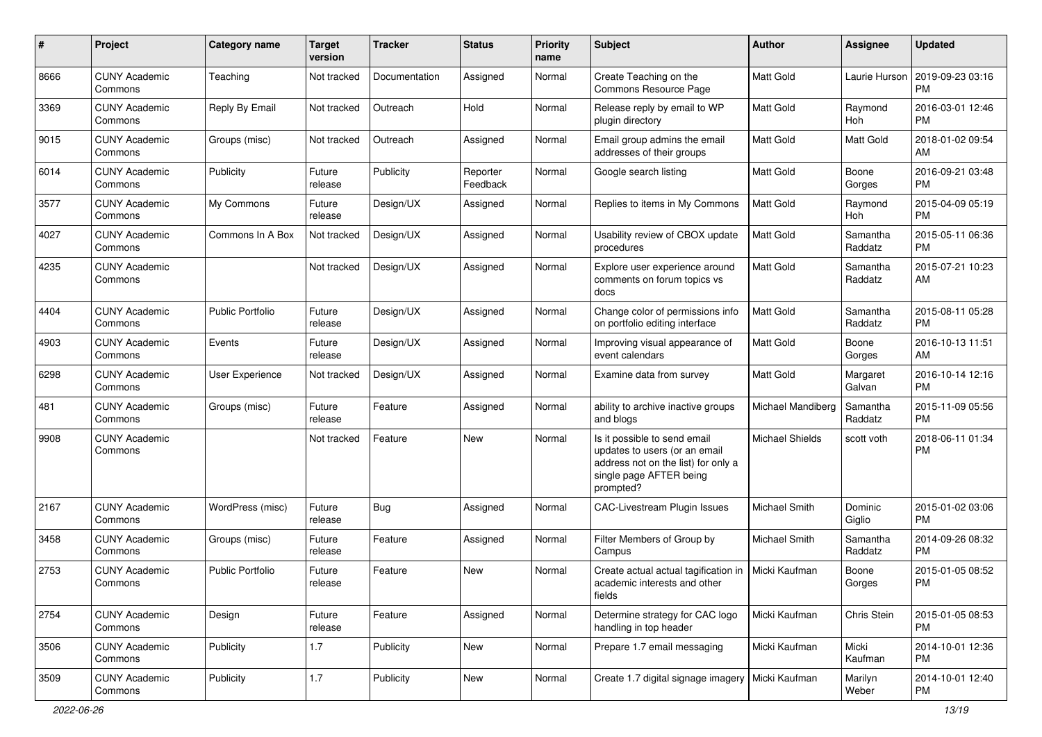| # | Project | Category name | Target version | Tracker | Status | Priority name | Subject | Author | Assignee | Updated |
|---|---|---|---|---|---|---|---|---|---|---|
| 8666 | CUNY Academic Commons | Teaching | Not tracked | Documentation | Assigned | Normal | Create Teaching on the Commons Resource Page | Matt Gold | Laurie Hurson | 2019-09-23 03:16 PM |
| 3369 | CUNY Academic Commons | Reply By Email | Not tracked | Outreach | Hold | Normal | Release reply by email to WP plugin directory | Matt Gold | Raymond Hoh | 2016-03-01 12:46 PM |
| 9015 | CUNY Academic Commons | Groups (misc) | Not tracked | Outreach | Assigned | Normal | Email group admins the email addresses of their groups | Matt Gold | Matt Gold | 2018-01-02 09:54 AM |
| 6014 | CUNY Academic Commons | Publicity | Future release | Publicity | Reporter Feedback | Normal | Google search listing | Matt Gold | Boone Gorges | 2016-09-21 03:48 PM |
| 3577 | CUNY Academic Commons | My Commons | Future release | Design/UX | Assigned | Normal | Replies to items in My Commons | Matt Gold | Raymond Hoh | 2015-04-09 05:19 PM |
| 4027 | CUNY Academic Commons | Commons In A Box | Not tracked | Design/UX | Assigned | Normal | Usability review of CBOX update procedures | Matt Gold | Samantha Raddatz | 2015-05-11 06:36 PM |
| 4235 | CUNY Academic Commons | | Not tracked | Design/UX | Assigned | Normal | Explore user experience around comments on forum topics vs docs | Matt Gold | Samantha Raddatz | 2015-07-21 10:23 AM |
| 4404 | CUNY Academic Commons | Public Portfolio | Future release | Design/UX | Assigned | Normal | Change color of permissions info on portfolio editing interface | Matt Gold | Samantha Raddatz | 2015-08-11 05:28 PM |
| 4903 | CUNY Academic Commons | Events | Future release | Design/UX | Assigned | Normal | Improving visual appearance of event calendars | Matt Gold | Boone Gorges | 2016-10-13 11:51 AM |
| 6298 | CUNY Academic Commons | User Experience | Not tracked | Design/UX | Assigned | Normal | Examine data from survey | Matt Gold | Margaret Galvan | 2016-10-14 12:16 PM |
| 481 | CUNY Academic Commons | Groups (misc) | Future release | Feature | Assigned | Normal | ability to archive inactive groups and blogs | Michael Mandiberg | Samantha Raddatz | 2015-11-09 05:56 PM |
| 9908 | CUNY Academic Commons | | Not tracked | Feature | New | Normal | Is it possible to send email updates to users (or an email address not on the list) for only a single page AFTER being prompted? | Michael Shields | scott voth | 2018-06-11 01:34 PM |
| 2167 | CUNY Academic Commons | WordPress (misc) | Future release | Bug | Assigned | Normal | CAC-Livestream Plugin Issues | Michael Smith | Dominic Giglio | 2015-01-02 03:06 PM |
| 3458 | CUNY Academic Commons | Groups (misc) | Future release | Feature | Assigned | Normal | Filter Members of Group by Campus | Michael Smith | Samantha Raddatz | 2014-09-26 08:32 PM |
| 2753 | CUNY Academic Commons | Public Portfolio | Future release | Feature | New | Normal | Create actual actual tagification in academic interests and other fields | Micki Kaufman | Boone Gorges | 2015-01-05 08:52 PM |
| 2754 | CUNY Academic Commons | Design | Future release | Feature | Assigned | Normal | Determine strategy for CAC logo handling in top header | Micki Kaufman | Chris Stein | 2015-01-05 08:53 PM |
| 3506 | CUNY Academic Commons | Publicity | 1.7 | Publicity | New | Normal | Prepare 1.7 email messaging | Micki Kaufman | Micki Kaufman | 2014-10-01 12:36 PM |
| 3509 | CUNY Academic Commons | Publicity | 1.7 | Publicity | New | Normal | Create 1.7 digital signage imagery | Micki Kaufman | Marilyn Weber | 2014-10-01 12:40 PM |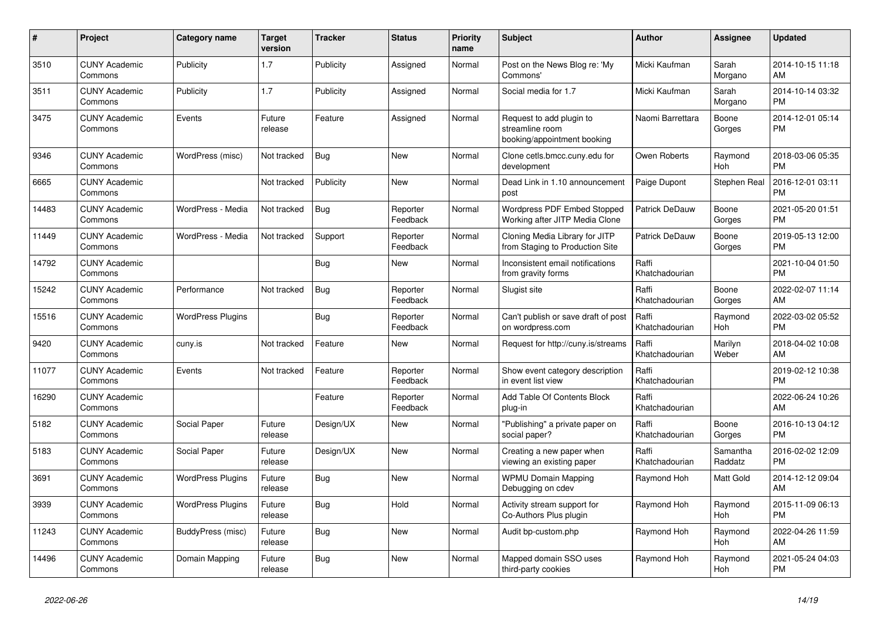| # | Project | Category name | Target version | Tracker | Status | Priority name | Subject | Author | Assignee | Updated |
|---|---|---|---|---|---|---|---|---|---|---|
| 3510 | CUNY Academic Commons | Publicity | 1.7 | Publicity | Assigned | Normal | Post on the News Blog re: 'My Commons' | Micki Kaufman | Sarah Morgano | 2014-10-15 11:18 AM |
| 3511 | CUNY Academic Commons | Publicity | 1.7 | Publicity | Assigned | Normal | Social media for 1.7 | Micki Kaufman | Sarah Morgano | 2014-10-14 03:32 PM |
| 3475 | CUNY Academic Commons | Events | Future release | Feature | Assigned | Normal | Request to add plugin to streamline room booking/appointment booking | Naomi Barrettara | Boone Gorges | 2014-12-01 05:14 PM |
| 9346 | CUNY Academic Commons | WordPress (misc) | Not tracked | Bug | New | Normal | Clone cetls.bmcc.cuny.edu for development | Owen Roberts | Raymond Hoh | 2018-03-06 05:35 PM |
| 6665 | CUNY Academic Commons | | Not tracked | Publicity | New | Normal | Dead Link in 1.10 announcement post | Paige Dupont | Stephen Real | 2016-12-01 03:11 PM |
| 14483 | CUNY Academic Commons | WordPress - Media | Not tracked | Bug | Reporter Feedback | Normal | Wordpress PDF Embed Stopped Working after JITP Media Clone | Patrick DeDauw | Boone Gorges | 2021-05-20 01:51 PM |
| 11449 | CUNY Academic Commons | WordPress - Media | Not tracked | Support | Reporter Feedback | Normal | Cloning Media Library for JITP from Staging to Production Site | Patrick DeDauw | Boone Gorges | 2019-05-13 12:00 PM |
| 14792 | CUNY Academic Commons | | | Bug | New | Normal | Inconsistent email notifications from gravity forms | Raffi Khatchadourian | | 2021-10-04 01:50 PM |
| 15242 | CUNY Academic Commons | Performance | Not tracked | Bug | Reporter Feedback | Normal | Slugist site | Raffi Khatchadourian | Boone Gorges | 2022-02-07 11:14 AM |
| 15516 | CUNY Academic Commons | WordPress Plugins | | Bug | Reporter Feedback | Normal | Can't publish or save draft of post on wordpress.com | Raffi Khatchadourian | Raymond Hoh | 2022-03-02 05:52 PM |
| 9420 | CUNY Academic Commons | cuny.is | Not tracked | Feature | New | Normal | Request for http://cuny.is/streams | Raffi Khatchadourian | Marilyn Weber | 2018-04-02 10:08 AM |
| 11077 | CUNY Academic Commons | Events | Not tracked | Feature | Reporter Feedback | Normal | Show event category description in event list view | Raffi Khatchadourian | | 2019-02-12 10:38 PM |
| 16290 | CUNY Academic Commons | | | Feature | Reporter Feedback | Normal | Add Table Of Contents Block plug-in | Raffi Khatchadourian | | 2022-06-24 10:26 AM |
| 5182 | CUNY Academic Commons | Social Paper | Future release | Design/UX | New | Normal | "Publishing" a private paper on social paper? | Raffi Khatchadourian | Boone Gorges | 2016-10-13 04:12 PM |
| 5183 | CUNY Academic Commons | Social Paper | Future release | Design/UX | New | Normal | Creating a new paper when viewing an existing paper | Raffi Khatchadourian | Samantha Raddatz | 2016-02-02 12:09 PM |
| 3691 | CUNY Academic Commons | WordPress Plugins | Future release | Bug | New | Normal | WPMU Domain Mapping Debugging on cdev | Raymond Hoh | Matt Gold | 2014-12-12 09:04 AM |
| 3939 | CUNY Academic Commons | WordPress Plugins | Future release | Bug | Hold | Normal | Activity stream support for Co-Authors Plus plugin | Raymond Hoh | Raymond Hoh | 2015-11-09 06:13 PM |
| 11243 | CUNY Academic Commons | BuddyPress (misc) | Future release | Bug | New | Normal | Audit bp-custom.php | Raymond Hoh | Raymond Hoh | 2022-04-26 11:59 AM |
| 14496 | CUNY Academic Commons | Domain Mapping | Future release | Bug | New | Normal | Mapped domain SSO uses third-party cookies | Raymond Hoh | Raymond Hoh | 2021-05-24 04:03 PM |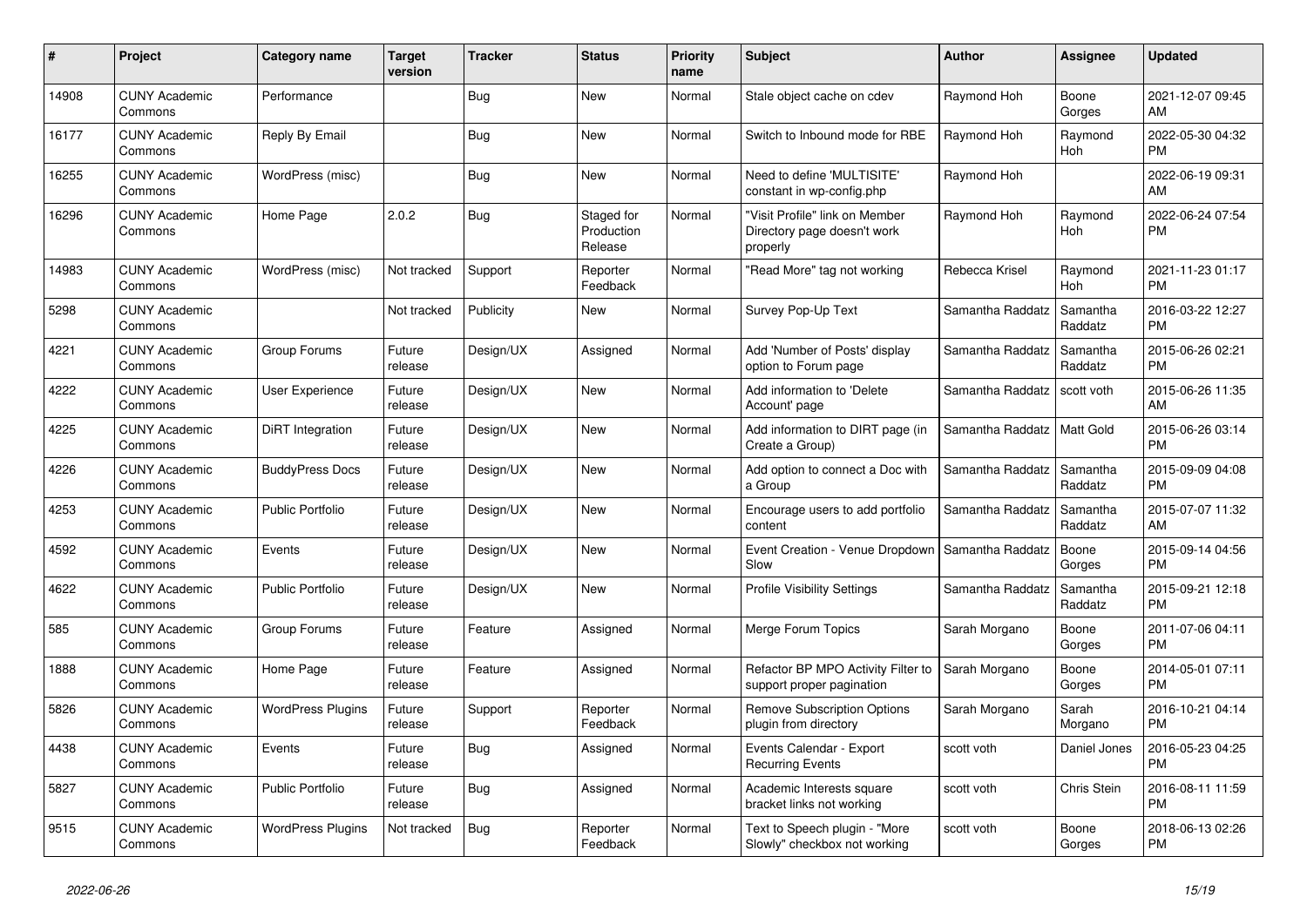| # | Project | Category name | Target version | Tracker | Status | Priority name | Subject | Author | Assignee | Updated |
|---|---|---|---|---|---|---|---|---|---|---|
| 14908 | CUNY Academic Commons | Performance | | Bug | New | Normal | Stale object cache on cdev | Raymond Hoh | Boone Gorges | 2021-12-07 09:45 AM |
| 16177 | CUNY Academic Commons | Reply By Email | | Bug | New | Normal | Switch to Inbound mode for RBE | Raymond Hoh | Raymond Hoh | 2022-05-30 04:32 PM |
| 16255 | CUNY Academic Commons | WordPress (misc) | | Bug | New | Normal | Need to define 'MULTISITE' constant in wp-config.php | Raymond Hoh | | 2022-06-19 09:31 AM |
| 16296 | CUNY Academic Commons | Home Page | 2.0.2 | Bug | Staged for Production Release | Normal | "Visit Profile" link on Member Directory page doesn't work properly | Raymond Hoh | Raymond Hoh | 2022-06-24 07:54 PM |
| 14983 | CUNY Academic Commons | WordPress (misc) | Not tracked | Support | Reporter Feedback | Normal | "Read More" tag not working | Rebecca Krisel | Raymond Hoh | 2021-11-23 01:17 PM |
| 5298 | CUNY Academic Commons | | Not tracked | Publicity | New | Normal | Survey Pop-Up Text | Samantha Raddatz | Samantha Raddatz | 2016-03-22 12:27 PM |
| 4221 | CUNY Academic Commons | Group Forums | Future release | Design/UX | Assigned | Normal | Add 'Number of Posts' display option to Forum page | Samantha Raddatz | Samantha Raddatz | 2015-06-26 02:21 PM |
| 4222 | CUNY Academic Commons | User Experience | Future release | Design/UX | New | Normal | Add information to 'Delete Account' page | Samantha Raddatz | scott voth | 2015-06-26 11:35 AM |
| 4225 | CUNY Academic Commons | DiRT Integration | Future release | Design/UX | New | Normal | Add information to DIRT page (in Create a Group) | Samantha Raddatz | Matt Gold | 2015-06-26 03:14 PM |
| 4226 | CUNY Academic Commons | BuddyPress Docs | Future release | Design/UX | New | Normal | Add option to connect a Doc with a Group | Samantha Raddatz | Samantha Raddatz | 2015-09-09 04:08 PM |
| 4253 | CUNY Academic Commons | Public Portfolio | Future release | Design/UX | New | Normal | Encourage users to add portfolio content | Samantha Raddatz | Samantha Raddatz | 2015-07-07 11:32 AM |
| 4592 | CUNY Academic Commons | Events | Future release | Design/UX | New | Normal | Event Creation - Venue Dropdown Slow | Samantha Raddatz | Boone Gorges | 2015-09-14 04:56 PM |
| 4622 | CUNY Academic Commons | Public Portfolio | Future release | Design/UX | New | Normal | Profile Visibility Settings | Samantha Raddatz | Samantha Raddatz | 2015-09-21 12:18 PM |
| 585 | CUNY Academic Commons | Group Forums | Future release | Feature | Assigned | Normal | Merge Forum Topics | Sarah Morgano | Boone Gorges | 2011-07-06 04:11 PM |
| 1888 | CUNY Academic Commons | Home Page | Future release | Feature | Assigned | Normal | Refactor BP MPO Activity Filter to support proper pagination | Sarah Morgano | Boone Gorges | 2014-05-01 07:11 PM |
| 5826 | CUNY Academic Commons | WordPress Plugins | Future release | Support | Reporter Feedback | Normal | Remove Subscription Options plugin from directory | Sarah Morgano | Sarah Morgano | 2016-10-21 04:14 PM |
| 4438 | CUNY Academic Commons | Events | Future release | Bug | Assigned | Normal | Events Calendar - Export Recurring Events | scott voth | Daniel Jones | 2016-05-23 04:25 PM |
| 5827 | CUNY Academic Commons | Public Portfolio | Future release | Bug | Assigned | Normal | Academic Interests square bracket links not working | scott voth | Chris Stein | 2016-08-11 11:59 PM |
| 9515 | CUNY Academic Commons | WordPress Plugins | Not tracked | Bug | Reporter Feedback | Normal | Text to Speech plugin - "More Slowly" checkbox not working | scott voth | Boone Gorges | 2018-06-13 02:26 PM |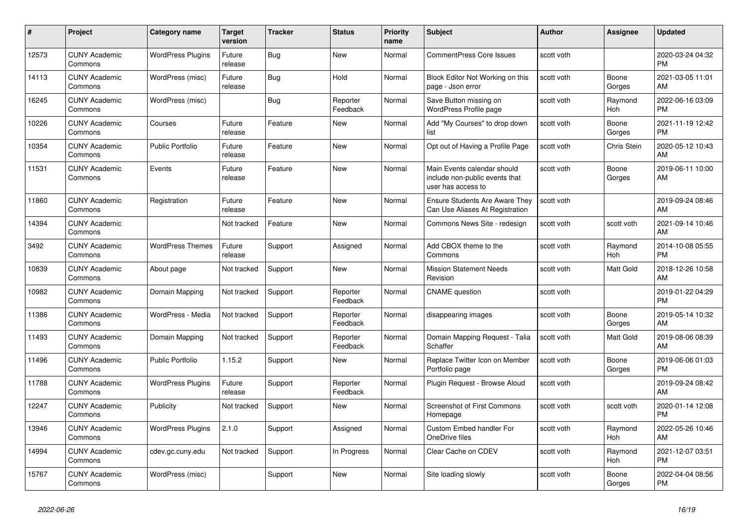| # | Project | Category name | Target version | Tracker | Status | Priority name | Subject | Author | Assignee | Updated |
|---|---|---|---|---|---|---|---|---|---|---|
| 12573 | CUNY Academic Commons | WordPress Plugins | Future release | Bug | New | Normal | CommentPress Core Issues | scott voth | | 2020-03-24 04:32 PM |
| 14113 | CUNY Academic Commons | WordPress (misc) | Future release | Bug | Hold | Normal | Block Editor Not Working on this page - Json error | scott voth | Boone Gorges | 2021-03-05 11:01 AM |
| 16245 | CUNY Academic Commons | WordPress (misc) | | Bug | Reporter Feedback | Normal | Save Button missing on WordPress Profile page | scott voth | Raymond Hoh | 2022-06-16 03:09 PM |
| 10226 | CUNY Academic Commons | Courses | Future release | Feature | New | Normal | Add "My Courses" to drop down list | scott voth | Boone Gorges | 2021-11-19 12:42 PM |
| 10354 | CUNY Academic Commons | Public Portfolio | Future release | Feature | New | Normal | Opt out of Having a Profile Page | scott voth | Chris Stein | 2020-05-12 10:43 AM |
| 11531 | CUNY Academic Commons | Events | Future release | Feature | New | Normal | Main Events calendar should include non-public events that user has access to | scott voth | Boone Gorges | 2019-06-11 10:00 AM |
| 11860 | CUNY Academic Commons | Registration | Future release | Feature | New | Normal | Ensure Students Are Aware They Can Use Aliases At Registration | scott voth | | 2019-09-24 08:46 AM |
| 14394 | CUNY Academic Commons | | Not tracked | Feature | New | Normal | Commons News Site - redesign | scott voth | scott voth | 2021-09-14 10:46 AM |
| 3492 | CUNY Academic Commons | WordPress Themes | Future release | Support | Assigned | Normal | Add CBOX theme to the Commons | scott voth | Raymond Hoh | 2014-10-08 05:55 PM |
| 10839 | CUNY Academic Commons | About page | Not tracked | Support | New | Normal | Mission Statement Needs Revision | scott voth | Matt Gold | 2018-12-26 10:58 AM |
| 10982 | CUNY Academic Commons | Domain Mapping | Not tracked | Support | Reporter Feedback | Normal | CNAME question | scott voth | | 2019-01-22 04:29 PM |
| 11386 | CUNY Academic Commons | WordPress - Media | Not tracked | Support | Reporter Feedback | Normal | disappearing images | scott voth | Boone Gorges | 2019-05-14 10:32 AM |
| 11493 | CUNY Academic Commons | Domain Mapping | Not tracked | Support | Reporter Feedback | Normal | Domain Mapping Request - Talia Schaffer | scott voth | Matt Gold | 2019-08-06 08:39 AM |
| 11496 | CUNY Academic Commons | Public Portfolio | 1.15.2 | Support | New | Normal | Replace Twitter Icon on Member Portfolio page | scott voth | Boone Gorges | 2019-06-06 01:03 PM |
| 11788 | CUNY Academic Commons | WordPress Plugins | Future release | Support | Reporter Feedback | Normal | Plugin Request - Browse Aloud | scott voth | | 2019-09-24 08:42 AM |
| 12247 | CUNY Academic Commons | Publicity | Not tracked | Support | New | Normal | Screenshot of First Commons Homepage | scott voth | scott voth | 2020-01-14 12:08 PM |
| 13946 | CUNY Academic Commons | WordPress Plugins | 2.1.0 | Support | Assigned | Normal | Custom Embed handler For OneDrive files | scott voth | Raymond Hoh | 2022-05-26 10:46 AM |
| 14994 | CUNY Academic Commons | cdev.gc.cuny.edu | Not tracked | Support | In Progress | Normal | Clear Cache on CDEV | scott voth | Raymond Hoh | 2021-12-07 03:51 PM |
| 15767 | CUNY Academic Commons | WordPress (misc) | | Support | New | Normal | Site loading slowly | scott voth | Boone Gorges | 2022-04-04 08:56 PM |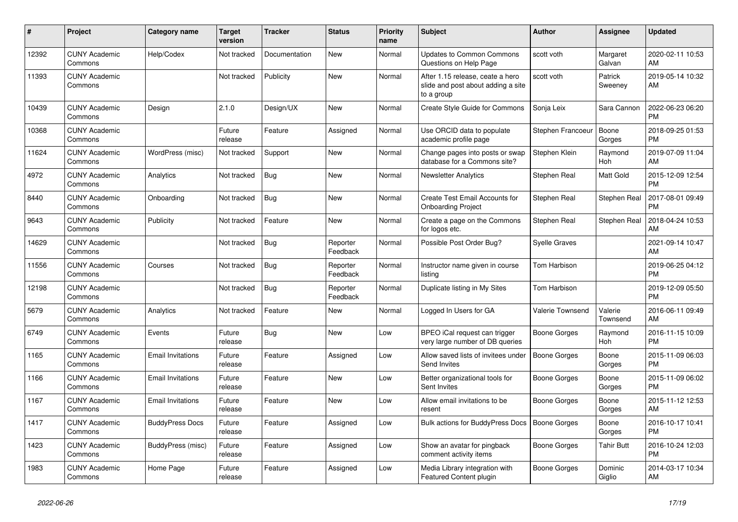| # | Project | Category name | Target version | Tracker | Status | Priority name | Subject | Author | Assignee | Updated |
|---|---|---|---|---|---|---|---|---|---|---|
| 12392 | CUNY Academic Commons | Help/Codex | Not tracked | Documentation | New | Normal | Updates to Common Commons Questions on Help Page | scott voth | Margaret Galvan | 2020-02-11 10:53 AM |
| 11393 | CUNY Academic Commons | | Not tracked | Publicity | New | Normal | After 1.15 release, ceate a hero slide and post about adding a site to a group | scott voth | Patrick Sweeney | 2019-05-14 10:32 AM |
| 10439 | CUNY Academic Commons | Design | 2.1.0 | Design/UX | New | Normal | Create Style Guide for Commons | Sonja Leix | Sara Cannon | 2022-06-23 06:20 PM |
| 10368 | CUNY Academic Commons | | Future release | Feature | Assigned | Normal | Use ORCID data to populate academic profile page | Stephen Francoeur | Boone Gorges | 2018-09-25 01:53 PM |
| 11624 | CUNY Academic Commons | WordPress (misc) | Not tracked | Support | New | Normal | Change pages into posts or swap database for a Commons site? | Stephen Klein | Raymond Hoh | 2019-07-09 11:04 AM |
| 4972 | CUNY Academic Commons | Analytics | Not tracked | Bug | New | Normal | Newsletter Analytics | Stephen Real | Matt Gold | 2015-12-09 12:54 PM |
| 8440 | CUNY Academic Commons | Onboarding | Not tracked | Bug | New | Normal | Create Test Email Accounts for Onboarding Project | Stephen Real | Stephen Real | 2017-08-01 09:49 PM |
| 9643 | CUNY Academic Commons | Publicity | Not tracked | Feature | New | Normal | Create a page on the Commons for logos etc. | Stephen Real | Stephen Real | 2018-04-24 10:53 AM |
| 14629 | CUNY Academic Commons | | Not tracked | Bug | Reporter Feedback | Normal | Possible Post Order Bug? | Syelle Graves | | 2021-09-14 10:47 AM |
| 11556 | CUNY Academic Commons | Courses | Not tracked | Bug | Reporter Feedback | Normal | Instructor name given in course listing | Tom Harbison | | 2019-06-25 04:12 PM |
| 12198 | CUNY Academic Commons | | Not tracked | Bug | Reporter Feedback | Normal | Duplicate listing in My Sites | Tom Harbison | | 2019-12-09 05:50 PM |
| 5679 | CUNY Academic Commons | Analytics | Not tracked | Feature | New | Normal | Logged In Users for GA | Valerie Townsend | Valerie Townsend | 2016-06-11 09:49 AM |
| 6749 | CUNY Academic Commons | Events | Future release | Bug | New | Low | BPEO iCal request can trigger very large number of DB queries | Boone Gorges | Raymond Hoh | 2016-11-15 10:09 PM |
| 1165 | CUNY Academic Commons | Email Invitations | Future release | Feature | Assigned | Low | Allow saved lists of invitees under Send Invites | Boone Gorges | Boone Gorges | 2015-11-09 06:03 PM |
| 1166 | CUNY Academic Commons | Email Invitations | Future release | Feature | New | Low | Better organizational tools for Sent Invites | Boone Gorges | Boone Gorges | 2015-11-09 06:02 PM |
| 1167 | CUNY Academic Commons | Email Invitations | Future release | Feature | New | Low | Allow email invitations to be resent | Boone Gorges | Boone Gorges | 2015-11-12 12:53 AM |
| 1417 | CUNY Academic Commons | BuddyPress Docs | Future release | Feature | Assigned | Low | Bulk actions for BuddyPress Docs | Boone Gorges | Boone Gorges | 2016-10-17 10:41 PM |
| 1423 | CUNY Academic Commons | BuddyPress (misc) | Future release | Feature | Assigned | Low | Show an avatar for pingback comment activity items | Boone Gorges | Tahir Butt | 2016-10-24 12:03 PM |
| 1983 | CUNY Academic Commons | Home Page | Future release | Feature | Assigned | Low | Media Library integration with Featured Content plugin | Boone Gorges | Dominic Giglio | 2014-03-17 10:34 AM |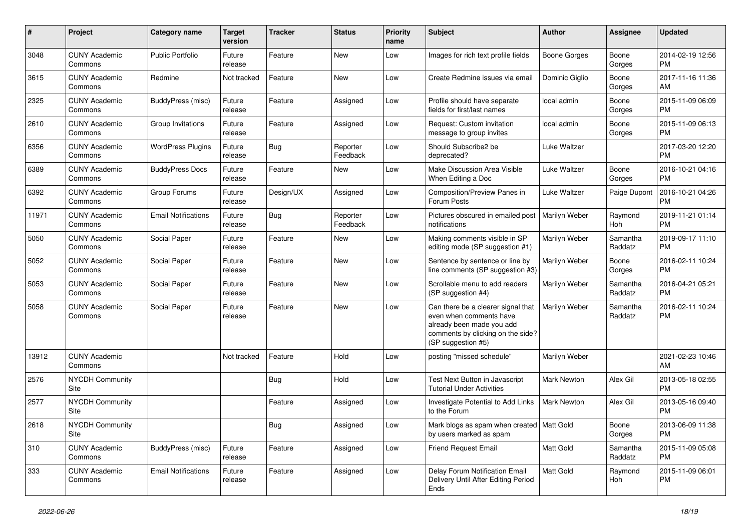| # | Project | Category name | Target version | Tracker | Status | Priority name | Subject | Author | Assignee | Updated |
|---|---|---|---|---|---|---|---|---|---|---|
| 3048 | CUNY Academic Commons | Public Portfolio | Future release | Feature | New | Low | Images for rich text profile fields | Boone Gorges | Boone Gorges | 2014-02-19 12:56 PM |
| 3615 | CUNY Academic Commons | Redmine | Not tracked | Feature | New | Low | Create Redmine issues via email | Dominic Giglio | Boone Gorges | 2017-11-16 11:36 AM |
| 2325 | CUNY Academic Commons | BuddyPress (misc) | Future release | Feature | Assigned | Low | Profile should have separate fields for first/last names | local admin | Boone Gorges | 2015-11-09 06:09 PM |
| 2610 | CUNY Academic Commons | Group Invitations | Future release | Feature | Assigned | Low | Request: Custom invitation message to group invites | local admin | Boone Gorges | 2015-11-09 06:13 PM |
| 6356 | CUNY Academic Commons | WordPress Plugins | Future release | Bug | Reporter Feedback | Low | Should Subscribe2 be deprecated? | Luke Waltzer | | 2017-03-20 12:20 PM |
| 6389 | CUNY Academic Commons | BuddyPress Docs | Future release | Feature | New | Low | Make Discussion Area Visible When Editing a Doc | Luke Waltzer | Boone Gorges | 2016-10-21 04:16 PM |
| 6392 | CUNY Academic Commons | Group Forums | Future release | Design/UX | Assigned | Low | Composition/Preview Panes in Forum Posts | Luke Waltzer | Paige Dupont | 2016-10-21 04:26 PM |
| 11971 | CUNY Academic Commons | Email Notifications | Future release | Bug | Reporter Feedback | Low | Pictures obscured in emailed post notifications | Marilyn Weber | Raymond Hoh | 2019-11-21 01:14 PM |
| 5050 | CUNY Academic Commons | Social Paper | Future release | Feature | New | Low | Making comments visible in SP editing mode (SP suggestion #1) | Marilyn Weber | Samantha Raddatz | 2019-09-17 11:10 PM |
| 5052 | CUNY Academic Commons | Social Paper | Future release | Feature | New | Low | Sentence by sentence or line by line comments (SP suggestion #3) | Marilyn Weber | Boone Gorges | 2016-02-11 10:24 PM |
| 5053 | CUNY Academic Commons | Social Paper | Future release | Feature | New | Low | Scrollable menu to add readers (SP suggestion #4) | Marilyn Weber | Samantha Raddatz | 2016-04-21 05:21 PM |
| 5058 | CUNY Academic Commons | Social Paper | Future release | Feature | New | Low | Can there be a clearer signal that even when comments have already been made you add comments by clicking on the side? (SP suggestion #5) | Marilyn Weber | Samantha Raddatz | 2016-02-11 10:24 PM |
| 13912 | CUNY Academic Commons | | Not tracked | Feature | Hold | Low | posting "missed schedule" | Marilyn Weber | | 2021-02-23 10:46 AM |
| 2576 | NYCDH Community Site | | | Bug | Hold | Low | Test Next Button in Javascript Tutorial Under Activities | Mark Newton | Alex Gil | 2013-05-18 02:55 PM |
| 2577 | NYCDH Community Site | | | Feature | Assigned | Low | Investigate Potential to Add Links to the Forum | Mark Newton | Alex Gil | 2013-05-16 09:40 PM |
| 2618 | NYCDH Community Site | | | Bug | Assigned | Low | Mark blogs as spam when created by users marked as spam | Matt Gold | Boone Gorges | 2013-06-09 11:38 PM |
| 310 | CUNY Academic Commons | BuddyPress (misc) | Future release | Feature | Assigned | Low | Friend Request Email | Matt Gold | Samantha Raddatz | 2015-11-09 05:08 PM |
| 333 | CUNY Academic Commons | Email Notifications | Future release | Feature | Assigned | Low | Delay Forum Notification Email Delivery Until After Editing Period Ends | Matt Gold | Raymond Hoh | 2015-11-09 06:01 PM |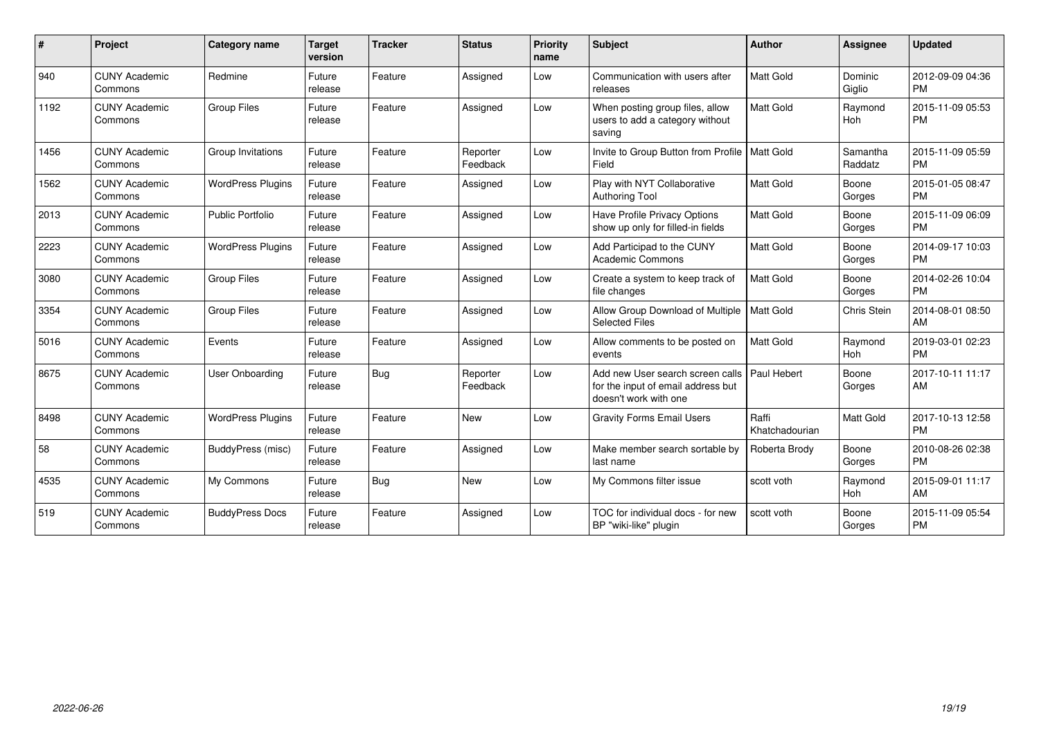| # | Project | Category name | Target version | Tracker | Status | Priority name | Subject | Author | Assignee | Updated |
|---|---|---|---|---|---|---|---|---|---|---|
| 940 | CUNY Academic Commons | Redmine | Future release | Feature | Assigned | Low | Communication with users after releases | Matt Gold | Dominic Giglio | 2012-09-09 04:36 PM |
| 1192 | CUNY Academic Commons | Group Files | Future release | Feature | Assigned | Low | When posting group files, allow users to add a category without saving | Matt Gold | Raymond Hoh | 2015-11-09 05:53 PM |
| 1456 | CUNY Academic Commons | Group Invitations | Future release | Feature | Reporter Feedback | Low | Invite to Group Button from Profile Field | Matt Gold | Samantha Raddatz | 2015-11-09 05:59 PM |
| 1562 | CUNY Academic Commons | WordPress Plugins | Future release | Feature | Assigned | Low | Play with NYT Collaborative Authoring Tool | Matt Gold | Boone Gorges | 2015-01-05 08:47 PM |
| 2013 | CUNY Academic Commons | Public Portfolio | Future release | Feature | Assigned | Low | Have Profile Privacy Options show up only for filled-in fields | Matt Gold | Boone Gorges | 2015-11-09 06:09 PM |
| 2223 | CUNY Academic Commons | WordPress Plugins | Future release | Feature | Assigned | Low | Add Participad to the CUNY Academic Commons | Matt Gold | Boone Gorges | 2014-09-17 10:03 PM |
| 3080 | CUNY Academic Commons | Group Files | Future release | Feature | Assigned | Low | Create a system to keep track of file changes | Matt Gold | Boone Gorges | 2014-02-26 10:04 PM |
| 3354 | CUNY Academic Commons | Group Files | Future release | Feature | Assigned | Low | Allow Group Download of Multiple Selected Files | Matt Gold | Chris Stein | 2014-08-01 08:50 AM |
| 5016 | CUNY Academic Commons | Events | Future release | Feature | Assigned | Low | Allow comments to be posted on events | Matt Gold | Raymond Hoh | 2019-03-01 02:23 PM |
| 8675 | CUNY Academic Commons | User Onboarding | Future release | Bug | Reporter Feedback | Low | Add new User search screen calls for the input of email address but doesn't work with one | Paul Hebert | Boone Gorges | 2017-10-11 11:17 AM |
| 8498 | CUNY Academic Commons | WordPress Plugins | Future release | Feature | New | Low | Gravity Forms Email Users | Raffi Khatchadourian | Matt Gold | 2017-10-13 12:58 PM |
| 58 | CUNY Academic Commons | BuddyPress (misc) | Future release | Feature | Assigned | Low | Make member search sortable by last name | Roberta Brody | Boone Gorges | 2010-08-26 02:38 PM |
| 4535 | CUNY Academic Commons | My Commons | Future release | Bug | New | Low | My Commons filter issue | scott voth | Raymond Hoh | 2015-09-01 11:17 AM |
| 519 | CUNY Academic Commons | BuddyPress Docs | Future release | Feature | Assigned | Low | TOC for individual docs - for new BP "wiki-like" plugin | scott voth | Boone Gorges | 2015-11-09 05:54 PM |